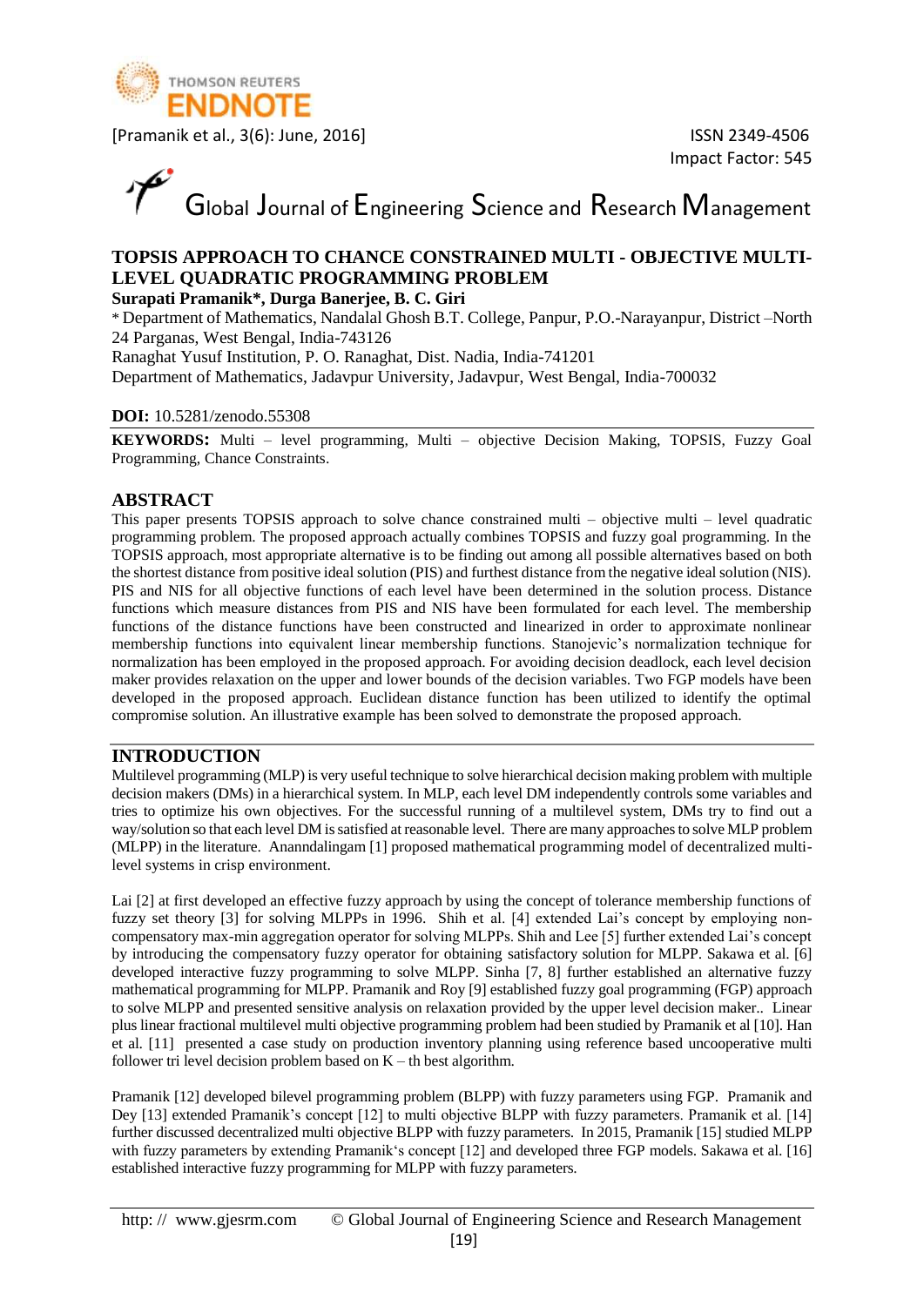# TOPSIS APPROACH TO CHANCE CONSTRAINED MULTI - OBJECTIVE MULTI-LEVEL QUADRATIC PROGRAMMING PROBLEM

**Surapati Pramanik*, Durga Banerjee, B. C. Giri**

* Department of Mathematics, Nandalal Ghosh B.T. College, Panpur, P.O.-Narayanpur, District –North 24 Parganas, West Bengal, India-743126
Ranaghat Yusuf Institution, P. O. Ranaghat, Dist. Nadia, India-741201
Department of Mathematics, Jadavpur University, Jadavpur, West Bengal, India-700032

**DOI:** 10.5281/zenodo.55308

**KEYWORDS:** Multi – level programming, Multi – objective Decision Making, TOPSIS, Fuzzy Goal Programming, Chance Constraints.

## ABSTRACT

This paper presents TOPSIS approach to solve chance constrained multi – objective multi – level quadratic programming problem. The proposed approach actually combines TOPSIS and fuzzy goal programming. In the TOPSIS approach, most appropriate alternative is to be finding out among all possible alternatives based on both the shortest distance from positive ideal solution (PIS) and furthest distance from the negative ideal solution (NIS). PIS and NIS for all objective functions of each level have been determined in the solution process. Distance functions which measure distances from PIS and NIS have been formulated for each level. The membership functions of the distance functions have been constructed and linearized in order to approximate nonlinear membership functions into equivalent linear membership functions. Stanojevic's normalization technique for normalization has been employed in the proposed approach. For avoiding decision deadlock, each level decision maker provides relaxation on the upper and lower bounds of the decision variables. Two FGP models have been developed in the proposed approach. Euclidean distance function has been utilized to identify the optimal compromise solution. An illustrative example has been solved to demonstrate the proposed approach.

## INTRODUCTION

Multilevel programming (MLP) is very useful technique to solve hierarchical decision making problem with multiple decision makers (DMs) in a hierarchical system. In MLP, each level DM independently controls some variables and tries to optimize his own objectives. For the successful running of a multilevel system, DMs try to find out a way/solution so that each level DM is satisfied at reasonable level. There are many approaches to solve MLP problem (MLPP) in the literature. Ananndalingam [1] proposed mathematical programming model of decentralized multi-level systems in crisp environment.

Lai [2] at first developed an effective fuzzy approach by using the concept of tolerance membership functions of fuzzy set theory [3] for solving MLPPs in 1996. Shih et al. [4] extended Lai's concept by employing non-compensatory max-min aggregation operator for solving MLPPs. Shih and Lee [5] further extended Lai's concept by introducing the compensatory fuzzy operator for obtaining satisfactory solution for MLPP. Sakawa et al. [6] developed interactive fuzzy programming to solve MLPP. Sinha [7, 8] further established an alternative fuzzy mathematical programming for MLPP. Pramanik and Roy [9] established fuzzy goal programming (FGP) approach to solve MLPP and presented sensitive analysis on relaxation provided by the upper level decision maker.. Linear plus linear fractional multilevel multi objective programming problem had been studied by Pramanik et al [10]. Han et al. [11] presented a case study on production inventory planning using reference based uncooperative multi follower tri level decision problem based on K – th best algorithm.

Pramanik [12] developed bilevel programming problem (BLPP) with fuzzy parameters using FGP. Pramanik and Dey [13] extended Pramanik's concept [12] to multi objective BLPP with fuzzy parameters. Pramanik et al. [14] further discussed decentralized multi objective BLPP with fuzzy parameters. In 2015, Pramanik [15] studied MLPP with fuzzy parameters by extending Pramanik's concept [12] and developed three FGP models. Sakawa et al. [16] established interactive fuzzy programming for MLPP with fuzzy parameters.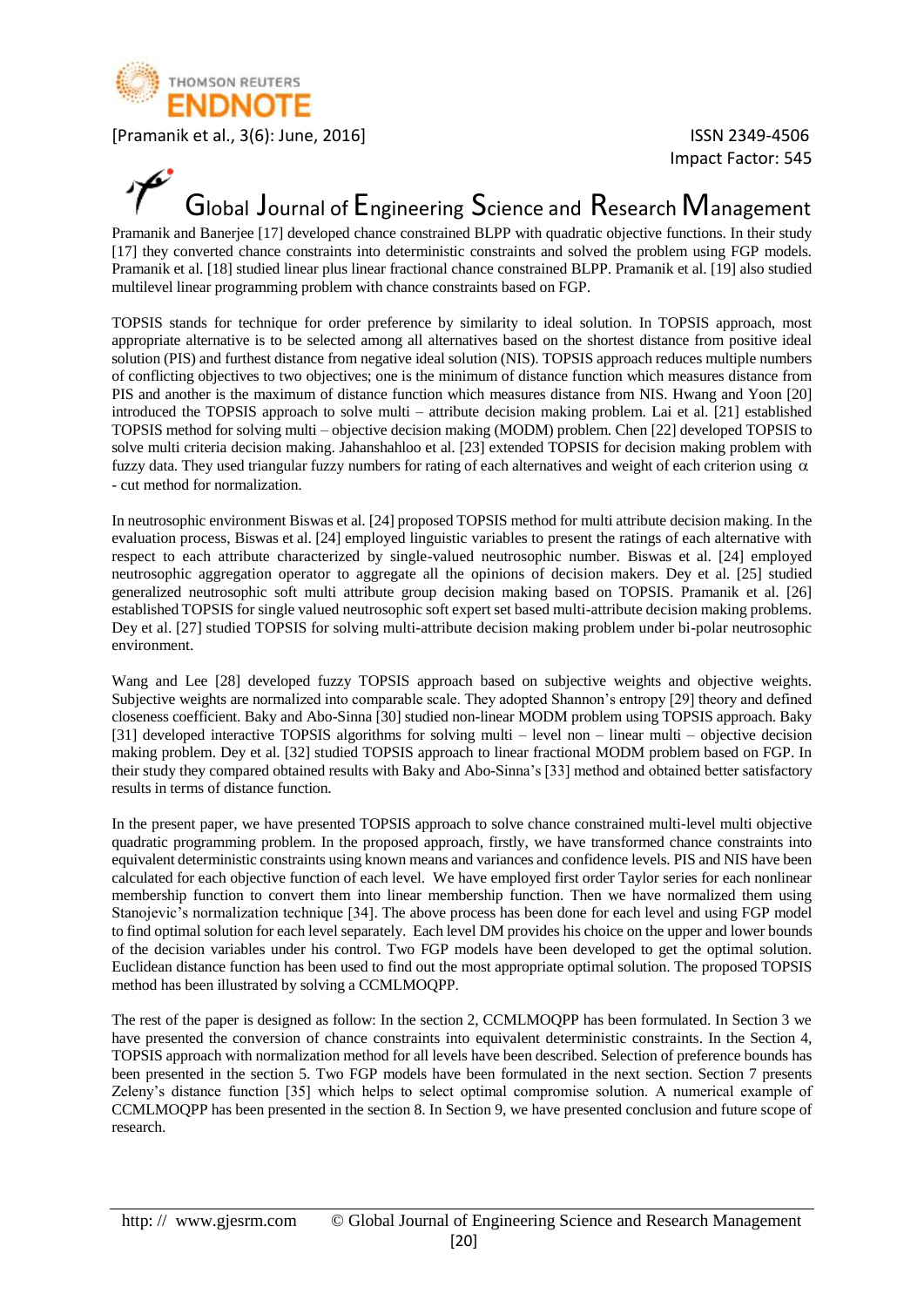Pramanik and Banerjee [17] developed chance constrained BLPP with quadratic objective functions. In their study [17] they converted chance constraints into deterministic constraints and solved the problem using FGP models. Pramanik et al. [18] studied linear plus linear fractional chance constrained BLPP. Pramanik et al. [19] also studied multilevel linear programming problem with chance constraints based on FGP.

TOPSIS stands for technique for order preference by similarity to ideal solution. In TOPSIS approach, most appropriate alternative is to be selected among all alternatives based on the shortest distance from positive ideal solution (PIS) and furthest distance from negative ideal solution (NIS). TOPSIS approach reduces multiple numbers of conflicting objectives to two objectives; one is the minimum of distance function which measures distance from PIS and another is the maximum of distance function which measures distance from NIS. Hwang and Yoon [20] introduced the TOPSIS approach to solve multi – attribute decision making problem. Lai et al. [21] established TOPSIS method for solving multi – objective decision making (MODM) problem. Chen [22] developed TOPSIS to solve multi criteria decision making. Jahanshahloo et al. [23] extended TOPSIS for decision making problem with fuzzy data. They used triangular fuzzy numbers for rating of each alternatives and weight of each criterion using $\alpha$ - cut method for normalization.

In neutrosophic environment Biswas et al. [24] proposed TOPSIS method for multi attribute decision making. In the evaluation process, Biswas et al. [24] employed linguistic variables to present the ratings of each alternative with respect to each attribute characterized by single-valued neutrosophic number. Biswas et al. [24] employed neutrosophic aggregation operator to aggregate all the opinions of decision makers. Dey et al. [25] studied generalized neutrosophic soft multi attribute group decision making based on TOPSIS. Pramanik et al. [26] established TOPSIS for single valued neutrosophic soft expert set based multi-attribute decision making problems. Dey et al. [27] studied TOPSIS for solving multi-attribute decision making problem under bi-polar neutrosophic environment.

Wang and Lee [28] developed fuzzy TOPSIS approach based on subjective weights and objective weights. Subjective weights are normalized into comparable scale. They adopted Shannon's entropy [29] theory and defined closeness coefficient. Baky and Abo-Sinna [30] studied non-linear MODM problem using TOPSIS approach. Baky [31] developed interactive TOPSIS algorithms for solving multi – level non – linear multi – objective decision making problem. Dey et al. [32] studied TOPSIS approach to linear fractional MODM problem based on FGP. In their study they compared obtained results with Baky and Abo-Sinna's [33] method and obtained better satisfactory results in terms of distance function.

In the present paper, we have presented TOPSIS approach to solve chance constrained multi-level multi objective quadratic programming problem. In the proposed approach, firstly, we have transformed chance constraints into equivalent deterministic constraints using known means and variances and confidence levels. PIS and NIS have been calculated for each objective function of each level. We have employed first order Taylor series for each nonlinear membership function to convert them into linear membership function. Then we have normalized them using Stanojevic's normalization technique [34]. The above process has been done for each level and using FGP model to find optimal solution for each level separately. Each level DM provides his choice on the upper and lower bounds of the decision variables under his control. Two FGP models have been developed to get the optimal solution. Euclidean distance function has been used to find out the most appropriate optimal solution. The proposed TOPSIS method has been illustrated by solving a CCMLMOQPP.

The rest of the paper is designed as follow: In the section 2, CCMLMOQPP has been formulated. In Section 3 we have presented the conversion of chance constraints into equivalent deterministic constraints. In the Section 4, TOPSIS approach with normalization method for all levels have been described. Selection of preference bounds has been presented in the section 5. Two FGP models have been formulated in the next section. Section 7 presents Zeleny's distance function [35] which helps to select optimal compromise solution. A numerical example of CCMLMOQPP has been presented in the section 8. In Section 9, we have presented conclusion and future scope of research.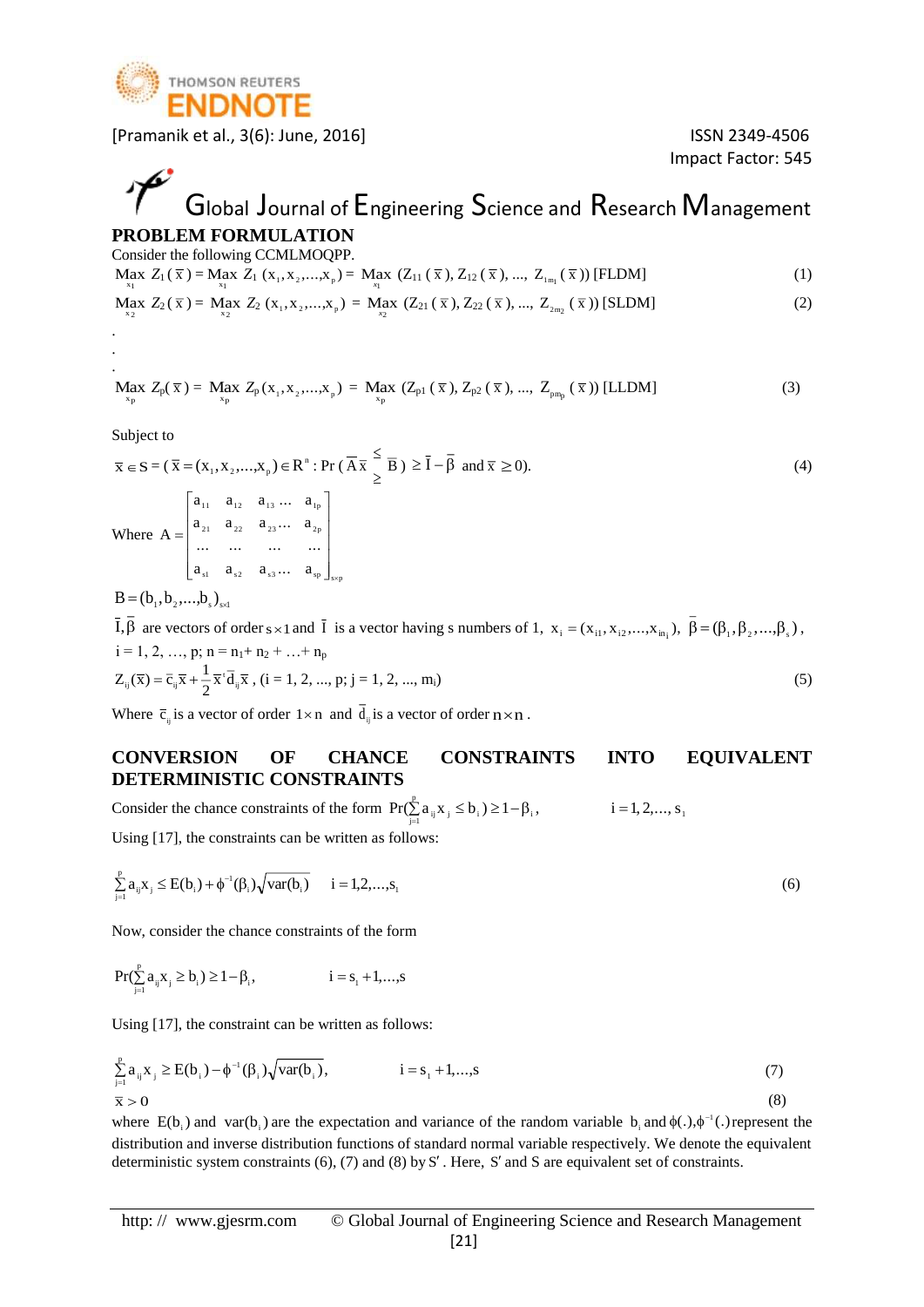## PROBLEM FORMULATION

Consider the following CCMLMOQPP.

$$\underset{x_1}{\text{Max}}\ Z_1(\bar{x}) = \underset{x_1}{\text{Max}}\ Z_1(x_1, x_2, ..., x_p) = \underset{x_1}{\text{Max}}\ (Z_{11}(\bar{x}), Z_{12}(\bar{x}), ..., Z_{1m_1}(\bar{x}))\ \text{[FLDM]} \tag{1}$$

$$\underset{x_2}{\text{Max}}\ Z_2(\bar{x}) = \underset{x_2}{\text{Max}}\ Z_2(x_1, x_2, ..., x_p) = \underset{x_2}{\text{Max}}\ (Z_{21}(\bar{x}), Z_{22}(\bar{x}), ..., Z_{2m_2}(\bar{x}))\ \text{[SLDM]} \tag{2}$$

.

.

.

$$\underset{x_p}{\text{Max}}\ Z_p(\bar{x}) = \underset{x_p}{\text{Max}}\ Z_p(x_1, x_2, ..., x_p) = \underset{x_p}{\text{Max}}\ (Z_{p1}(\bar{x}), Z_{p2}(\bar{x}), ..., Z_{pm_p}(\bar{x}))\ \text{[LLDM]} \tag{3}$$

Subject to

$$\bar{x} \in S = (\bar{x} = (x_1, x_2, ..., x_p) \in R^n : \Pr(\bar{A}\bar{x} \ \substack{\le \\ \ge}\ \bar{B}) \ge \bar{I} - \bar{\beta} \ \text{ and } \bar{x} \ge 0). \tag{4}$$

Where $A = \begin{bmatrix} a_{11} & a_{12} & a_{13} \dots & a_{1p} \\ a_{21} & a_{22} & a_{23} \dots & a_{2p} \\ \dots & \dots & \dots & \dots \\ a_{s1} & a_{s2} & a_{s3} \dots & a_{sp} \end{bmatrix}_{s\times p}$

$B = (b_1, b_2, ..., b_s)_{s\times 1}$

$\bar{I}, \bar{\beta}$ are vectors of order $s\times 1$ and $\bar{I}$ is a vector having s numbers of 1, $x_i = (x_{i1}, x_{i2}, ..., x_{in_i})$, $\bar{\beta} = (\beta_1, \beta_2, ..., \beta_s)$, $i = 1, 2, ..., p$; $n = n_1 + n_2 + ... + n_p$

$$Z_{ij}(\bar{x}) = \bar{c}_{ij}\bar{x} + \frac{1}{2}\bar{x}^t\bar{d}_{ij}\bar{x},\ (i = 1, 2, ..., p;\ j = 1, 2, ..., m_i) \tag{5}$$

Where $\bar{c}_{ij}$ is a vector of order $1\times n$ and $\bar{d}_{ij}$ is a vector of order $n\times n$.

## CONVERSION OF CHANCE CONSTRAINTS INTO EQUIVALENT DETERMINISTIC CONSTRAINTS

Consider the chance constraints of the form $\Pr(\sum_{j=1}^{p} a_{ij}x_j \le b_i) \ge 1 - \beta_i$, $\quad i = 1, 2, ..., s_1$

Using [17], the constraints can be written as follows:

$$\sum_{j=1}^{p} a_{ij}x_j \le E(b_i) + \phi^{-1}(\beta_i)\sqrt{\text{var}(b_i)} \qquad i = 1, 2, ..., s_1 \tag{6}$$

Now, consider the chance constraints of the form

$$\Pr(\sum_{j=1}^{p} a_{ij}x_j \ge b_i) \ge 1 - \beta_i, \qquad i = s_1 + 1, ..., s$$

Using [17], the constraint can be written as follows:

$$\sum_{j=1}^{p} a_{ij}x_j \ge E(b_i) - \phi^{-1}(\beta_i)\sqrt{\text{var}(b_i)}, \qquad i = s_1 + 1, ..., s \tag{7}$$

$$\bar{x} > 0 \tag{8}$$

where $E(b_i)$ and $\text{var}(b_i)$ are the expectation and variance of the random variable $b_i$ and $\phi(.), \phi^{-1}(.)$ represent the distribution and inverse distribution functions of standard normal variable respectively. We denote the equivalent deterministic system constraints (6), (7) and (8) by $S'$. Here, $S'$ and $S$ are equivalent set of constraints.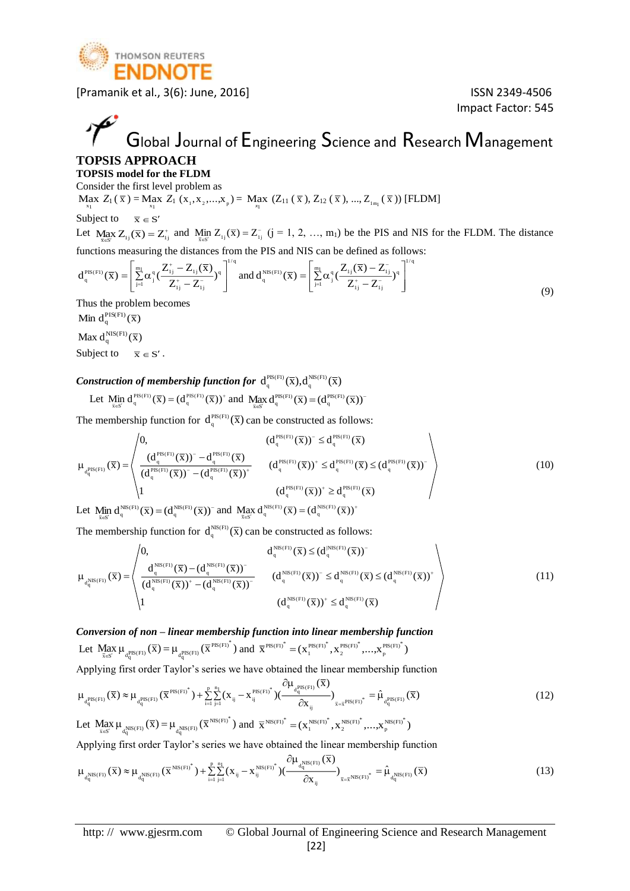## TOPSIS APPROACH

### TOPSIS model for the FLDM

Consider the first level problem as

$\underset{x_1}{\text{Max}}\ Z_1(\bar{x}) = \underset{x_1}{\text{Max}}\ Z_1(x_1, x_2, ..., x_p) = \underset{x_1}{\text{Max}}\ (Z_{11}(\bar{x}), Z_{12}(\bar{x}), ..., Z_{1m_1}(\bar{x}))$ [FLDM]

Subject to $\quad \bar{x} \in S'$

Let $\underset{\bar{x}\in S'}{\text{Max}}\ Z_{1j}(\bar{x}) = Z_{1j}^{+}$ and $\underset{\bar{x}\in S'}{\text{Min}}\ Z_{1j}(\bar{x}) = Z_{1j}^{-}$ (j = 1, 2, …, $m_1$) be the PIS and NIS for the FLDM. The distance functions measuring the distances from the PIS and NIS can be defined as follows:

$$d_q^{PIS(F1)}(\bar{x}) = \left[\sum_{j=1}^{m_1} \alpha_j^q \left(\frac{Z_{1j}^{+} - Z_{1j}(\bar{x})}{Z_{1j}^{+} - Z_{1j}^{-}}\right)^q\right]^{1/q} \text{ and } d_q^{NIS(F1)}(\bar{x}) = \left[\sum_{j=1}^{m_1} \alpha_j^q \left(\frac{Z_{1j}(\bar{x}) - Z_{1j}^{-}}{Z_{1j}^{+} - Z_{1j}^{-}}\right)^q\right]^{1/q} \tag{9}$$

Thus the problem becomes

$\text{Min}\ d_q^{PIS(F1)}(\bar{x})$

$\text{Max}\ d_q^{NIS(F1)}(\bar{x})$

Subject to $\quad \bar{x} \in S'$.

***Construction of membership function for*** $d_q^{PIS(F1)}(\bar{x}), d_q^{NIS(F1)}(\bar{x})$

Let $\underset{\bar{x}\in S'}{\text{Min}}\ d_q^{PIS(F1)}(\bar{x}) = (d_q^{PIS(F1)}(\bar{x}))^{+}$ and $\underset{\bar{x}\in S'}{\text{Max}}\ d_q^{PIS(F1)}(\bar{x}) = (d_q^{PIS(F1)}(\bar{x}))^{-}$

The membership function for $d_q^{PIS(F1)}(\bar{x})$ can be constructed as follows:

$$\mu_{d_q^{PIS(F1)}}(\bar{x}) = \begin{cases} 0, & (d_q^{PIS(F1)}(\bar{x}))^{-} \le d_q^{PIS(F1)}(\bar{x}) \\ \dfrac{(d_q^{PIS(F1)}(\bar{x}))^{-} - d_q^{PIS(F1)}(\bar{x})}{(d_q^{PIS(F1)}(\bar{x}))^{-} - (d_q^{PIS(F1)}(\bar{x}))^{+}} & (d_q^{PIS(F1)}(\bar{x}))^{+} \le d_q^{PIS(F1)}(\bar{x}) \le (d_q^{PIS(F1)}(\bar{x}))^{-} \\ 1 & (d_q^{PIS(F1)}(\bar{x}))^{+} \ge d_q^{PIS(F1)}(\bar{x}) \end{cases} \tag{10}$$

Let $\underset{\bar{x}\in S'}{\text{Min}}\ d_q^{NIS(F1)}(\bar{x}) = (d_q^{NIS(F1)}(\bar{x}))^{-}$ and $\underset{\bar{x}\in S'}{\text{Max}}\ d_q^{NIS(F1)}(\bar{x}) = (d_q^{NIS(F1)}(\bar{x}))^{+}$

The membership function for $d_q^{NIS(F1)}(\bar{x})$ can be constructed as follows:

$$\mu_{d_q^{NIS(F1)}}(\bar{x}) = \begin{cases} 0, & d_q^{NIS(F1)}(\bar{x}) \le (d_q^{NIS(F1)}(\bar{x}))^{-} \\ \dfrac{d_q^{NIS(F1)}(\bar{x}) - (d_q^{NIS(F1)}(\bar{x}))^{-}}{(d_q^{NIS(F1)}(\bar{x}))^{+} - (d_q^{NIS(F1)}(\bar{x}))^{-}} & (d_q^{NIS(F1)}(\bar{x}))^{-} \le d_q^{NIS(F1)}(\bar{x}) \le (d_q^{NIS(F1)}(\bar{x}))^{+} \\ 1 & (d_q^{NIS(F1)}(\bar{x}))^{+} \le d_q^{NIS(F1)}(\bar{x}) \end{cases} \tag{11}$$

***Conversion of non – linear membership function into linear membership function***

Let $\underset{\bar{x}\in S'}{\text{Max}}\ \mu_{d_q^{PIS(F1)}}(\bar{x}) = \mu_{d_q^{PIS(F1)}}(\bar{x}^{PIS(F1)^*})$ and $\bar{x}^{PIS(F1)^*} = (x_1^{PIS(F1)^*}, x_2^{PIS(F1)^*}, ..., x_p^{PIS(F1)^*})$

Applying first order Taylor's series we have obtained the linear membership function

$$\mu_{d_q^{PIS(F1)}}(\bar{x}) \approx \mu_{d_q^{PIS(F1)}}(\bar{x}^{PIS(F1)^*}) + \sum_{i=1}^{p}\sum_{j=1}^{n_i}(x_{ij} - x_{ij}^{PIS(F1)^*})\left(\frac{\partial \mu_{d_q^{PIS(F1)}}(\bar{x})}{\partial x_{ij}}\right)_{\bar{x}=\bar{x}^{PIS(F1)^*}} = \hat{\mu}_{d_q^{PIS(F1)}}(\bar{x}) \tag{12}$$

Let $\underset{\bar{x}\in S'}{\text{Max}}\ \mu_{d_q^{NIS(F1)}}(\bar{x}) = \mu_{d_q^{NIS(F1)}}(\bar{x}^{NIS(F1)^*})$ and $\bar{x}^{NIS(F1)^*} = (x_1^{NIS(F1)^*}, x_2^{NIS(F1)^*}, ..., x_p^{NIS(F1)^*})$

Applying first order Taylor's series we have obtained the linear membership function

$$\mu_{d_q^{NIS(F1)}}(\bar{x}) \approx \mu_{d_q^{NIS(F1)}}(\bar{x}^{NIS(F1)^*}) + \sum_{i=1}^{p}\sum_{j=1}^{n_i}(x_{ij} - x_{ij}^{NIS(F1)^*})\left(\frac{\partial \mu_{d_q^{NIS(F1)}}(\bar{x})}{\partial x_{ij}}\right)_{\bar{x}=\bar{x}^{NIS(F1)^*}} = \hat{\mu}_{d_q^{NIS(F1)}}(\bar{x}) \tag{13}$$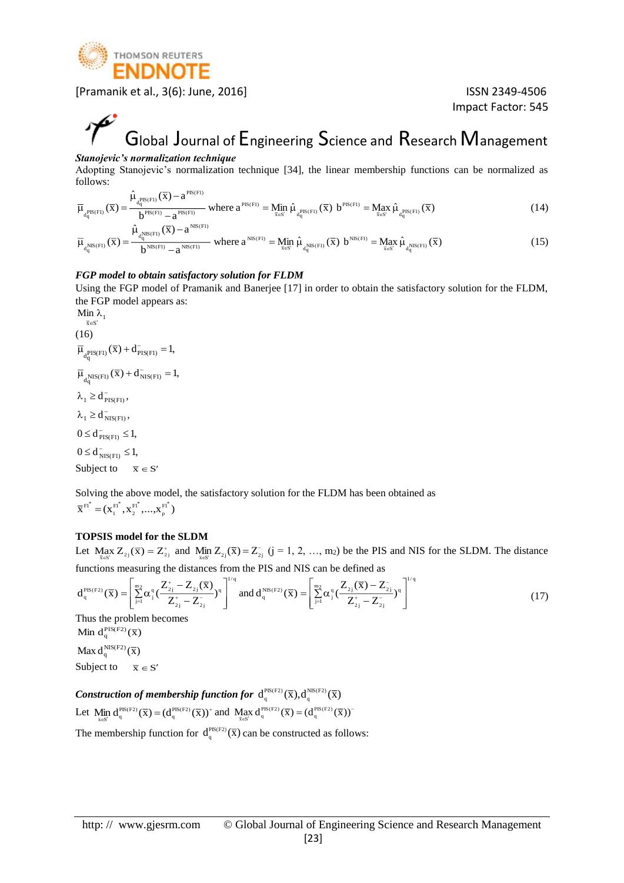***Stanojevic's normalization technique***

Adopting Stanojevic's normalization technique [34], the linear membership functions can be normalized as follows:

$$\bar{\mu}_{d_q^{PIS(F1)}}(\bar{x}) = \frac{\hat{\mu}_{d_q^{PIS(F1)}}(\bar{x}) - a^{PIS(F1)}}{b^{PIS(F1)} - a^{PIS(F1)}} \text{ where } a^{PIS(F1)} = \underset{\bar{x}\in S'}{Min}\, \hat{\mu}_{d_q^{PIS(F1)}}(\bar{x}) \; b^{PIS(F1)} = \underset{\bar{x}\in S'}{Max}\, \hat{\mu}_{d_q^{PIS(F1)}}(\bar{x}) \tag{14}$$

$$\bar{\mu}_{d_q^{NIS(F1)}}(\bar{x}) = \frac{\hat{\mu}_{d_q^{NIS(F1)}}(\bar{x}) - a^{NIS(F1)}}{b^{NIS(F1)} - a^{NIS(F1)}} \text{ where } a^{NIS(F1)} = \underset{\bar{x}\in S'}{Min}\, \hat{\mu}_{d_q^{NIS(F1)}}(\bar{x}) \; b^{NIS(F1)} = \underset{\bar{x}\in S'}{Max}\, \hat{\mu}_{d_q^{NIS(F1)}}(\bar{x}) \tag{15}$$

***FGP model to obtain satisfactory solution for FLDM***

Using the FGP model of Pramanik and Banerjee [17] in order to obtain the satisfactory solution for the FLDM, the FGP model appears as:

$$\underset{\bar{x}\in S'}{Min}\, \lambda_1$$

(16)

$$\bar{\mu}_{d_q^{PIS(F1)}}(\bar{x}) + d^{-}_{PIS(F1)} = 1,$$

$$\bar{\mu}_{d_q^{NIS(F1)}}(\bar{x}) + d^{-}_{NIS(F1)} = 1,$$

$$\lambda_1 \geq d^{-}_{PIS(F1)},$$

$$\lambda_1 \geq d^{-}_{NIS(F1)},$$

$$0 \leq d^{-}_{PIS(F1)} \leq 1,$$

$$0 \leq d^{-}_{NIS(F1)} \leq 1,$$

Subject to $\quad \bar{x} \in S'$

Solving the above model, the satisfactory solution for the FLDM has been obtained as

$$\bar{x}^{F1^*} = (x_1^{F1^*}, x_2^{F1^*}, ..., x_p^{F1^*})$$

**TOPSIS model for the SLDM**

Let $\underset{\bar{x}\in S'}{Max}\, Z_{2j}(\bar{x}) = Z^{+}_{2j}$ and $\underset{\bar{x}\in S'}{Min}\, Z_{2j}(\bar{x}) = Z^{-}_{2j}$ (j = 1, 2, …, m₂) be the PIS and NIS for the SLDM. The distance functions measuring the distances from the PIS and NIS can be defined as

$$d_q^{PIS(F2)}(\bar{x}) = \left[\sum_{j=1}^{m_2} \alpha_j^q \left(\frac{Z^{+}_{2j} - Z_{2j}(\bar{x})}{Z^{+}_{2j} - Z^{-}_{2j}}\right)^q\right]^{1/q} \text{ and } d_q^{NIS(F2)}(\bar{x}) = \left[\sum_{j=1}^{m_2} \alpha_j^q \left(\frac{Z_{2j}(\bar{x}) - Z^{-}_{2j}}{Z^{+}_{2j} - Z^{-}_{2j}}\right)^q\right]^{1/q} \tag{17}$$

Thus the problem becomes

$$Min\; d_q^{PIS(F2)}(\bar{x})$$

$$Max\; d_q^{NIS(F2)}(\bar{x})$$

Subject to $\quad \bar{x} \in S'$

***Construction of membership function for*** $d_q^{PIS(F2)}(\bar{x}), d_q^{NIS(F2)}(\bar{x})$

Let $\underset{\bar{x}\in S'}{Min}\, d_q^{PIS(F2)}(\bar{x}) = (d_q^{PIS(F2)}(\bar{x}))^{+}$ and $\underset{\bar{x}\in S'}{Max}\, d_q^{PIS(F2)}(\bar{x}) = (d_q^{PIS(F2)}(\bar{x}))^{-}$

The membership function for $d_q^{PIS(F2)}(\bar{x})$ can be constructed as follows: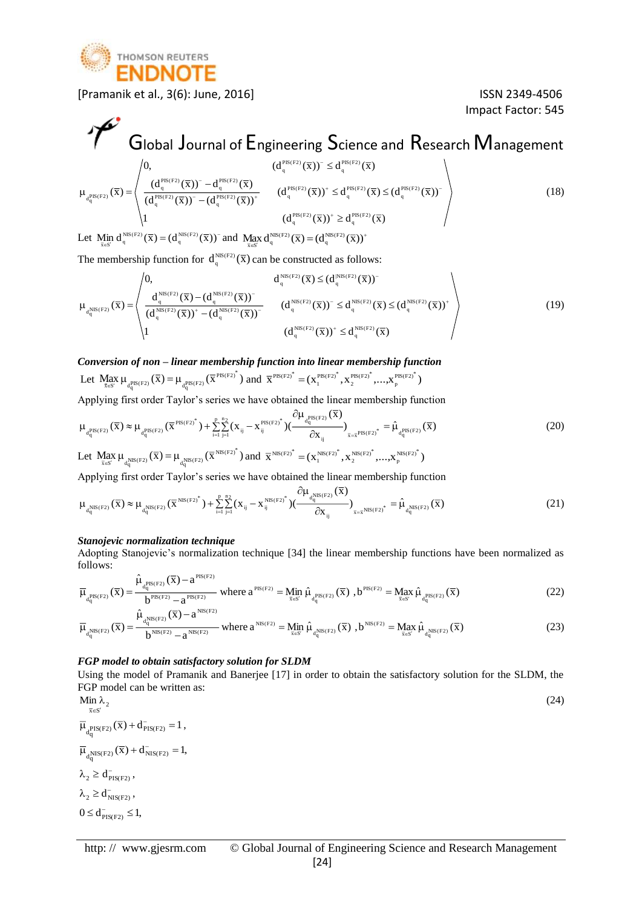$$\mu_{d_q^{PIS(F2)}}(\overline{x}) = \left\langle \begin{array}{ll} 0, & (d_q^{PIS(F2)}(\overline{x}))^- \le d_q^{PIS(F2)}(\overline{x}) \\ \dfrac{(d_q^{PIS(F2)}(\overline{x}))^- - d_q^{PIS(F2)}(\overline{x})}{(d_q^{PIS(F2)}(\overline{x}))^- - (d_q^{PIS(F2)}(\overline{x}))^+} & (d_q^{PIS(F2)}(\overline{x}))^+ \le d_q^{PIS(F2)}(\overline{x}) \le (d_q^{PIS(F2)}(\overline{x}))^- \\ 1 & (d_q^{PIS(F2)}(\overline{x}))^+ \ge d_q^{PIS(F2)}(\overline{x}) \end{array} \right\rangle \tag{18}$$

Let $\underset{\overline{x} \in S'}{\text{Min}}\, d_q^{NIS(F2)}(\overline{x}) = (d_q^{NIS(F2)}(\overline{x}))^-$ and $\underset{\overline{x} \in S'}{\text{Max}}\, d_q^{NIS(F2)}(\overline{x}) = (d_q^{NIS(F2)}(\overline{x}))^+$

The membership function for $d_q^{NIS(F2)}(\overline{x})$ can be constructed as follows:

$$\mu_{d_q^{NIS(F2)}}(\overline{x}) = \left\langle \begin{array}{ll} 0, & d_q^{NIS(F2)}(\overline{x}) \le (d_q^{NIS(F2)}(\overline{x}))^- \\ \dfrac{d_q^{NIS(F2)}(\overline{x}) - (d_q^{NIS(F2)}(\overline{x}))^-}{(d_q^{NIS(F2)}(\overline{x}))^+ - (d_q^{NIS(F2)}(\overline{x}))^-} & (d_q^{NIS(F2)}(\overline{x}))^- \le d_q^{NIS(F2)}(\overline{x}) \le (d_q^{NIS(F2)}(\overline{x}))^+ \\ 1 & (d_q^{NIS(F2)}(\overline{x}))^+ \le d_q^{NIS(F2)}(\overline{x}) \end{array} \right\rangle \tag{19}$$

***Conversion of non – linear membership function into linear membership function***

Let $\underset{\overline{x} \in S'}{\text{Max}}\, \mu_{d_q^{PIS(F2)}}(\overline{x}) = \mu_{d_q^{PIS(F2)}}(\overline{x}^{PIS(F2)^*})$ and $\overline{x}^{PIS(F2)^*} = (x_1^{PIS(F2)^*}, x_2^{PIS(F2)^*}, ..., x_p^{PIS(F2)^*})$

Applying first order Taylor's series we have obtained the linear membership function

$$\mu_{d_q^{PIS(F2)}}(\overline{x}) \approx \mu_{d_q^{PIS(F2)}}(\overline{x}^{PIS(F2)^*}) + \sum_{i=1}^{p}\sum_{j=1}^{n_2}(x_{ij} - x_{ij}^{PIS(F2)^*})\left(\frac{\partial \mu_{d_q^{PIS(F2)}}(\overline{x})}{\partial x_{ij}}\right)_{\overline{x}=\overline{x}^{PIS(F2)^*}} = \hat{\mu}_{d_q^{PIS(F2)}}(\overline{x}) \tag{20}$$

Let $\underset{\overline{x} \in S'}{\text{Max}}\, \mu_{d_q^{NIS(F2)}}(\overline{x}) = \mu_{d_q^{NIS(F2)}}(\overline{x}^{NIS(F2)^*})$ and $\overline{x}^{NIS(F2)^*} = (x_1^{NIS(F2)^*}, x_2^{NIS(F2)^*}, ..., x_p^{NIS(F2)^*})$

Applying first order Taylor's series we have obtained the linear membership function

$$\mu_{d_q^{NIS(F2)}}(\overline{x}) \approx \mu_{d_q^{NIS(F2)}}(\overline{x}^{NIS(F2)^*}) + \sum_{i=1}^{p}\sum_{j=1}^{n_2}(x_{ij} - x_{ij}^{NIS(F2)^*})\left(\frac{\partial \mu_{d_q^{NIS(F2)}}(\overline{x})}{\partial x_{ij}}\right)_{\overline{x}=\overline{x}^{NIS(F2)^*}} = \hat{\mu}_{d_q^{NIS(F2)}}(\overline{x}) \tag{21}$$

***Stanojevic normalization technique***

Adopting Stanojevic's normalization technique [34] the linear membership functions have been normalized as follows:

$$\overline{\mu}_{d_q^{PIS(F2)}}(\overline{x}) = \frac{\hat{\mu}_{d_q^{PIS(F2)}}(\overline{x}) - a^{PIS(F2)}}{b^{PIS(F2)} - a^{PIS(F2)}} \text{ where } a^{PIS(F2)} = \underset{\overline{x} \in S'}{\text{Min}}\, \hat{\mu}_{d_q^{PIS(F2)}}(\overline{x}),\ b^{PIS(F2)} = \underset{\overline{x} \in S'}{\text{Max}}\, \hat{\mu}_{d_q^{PIS(F2)}}(\overline{x}) \tag{22}$$

$$\overline{\mu}_{d_q^{NIS(F2)}}(\overline{x}) = \frac{\hat{\mu}_{d_q^{NIS(F2)}}(\overline{x}) - a^{NIS(F2)}}{b^{NIS(F2)} - a^{NIS(F2)}} \text{ where } a^{NIS(F2)} = \underset{\overline{x} \in S'}{\text{Min}}\, \hat{\mu}_{d_q^{NIS(F2)}}(\overline{x}),\ b^{NIS(F2)} = \underset{\overline{x} \in S'}{\text{Max}}\, \hat{\mu}_{d_q^{NIS(F2)}}(\overline{x}) \tag{23}$$

***FGP model to obtain satisfactory solution for SLDM***

Using the model of Pramanik and Banerjee [17] in order to obtain the satisfactory solution for the SLDM, the FGP model can be written as:

$$\underset{\overline{x} \in S'}{\text{Min}}\, \lambda_2 \tag{24}$$

$\overline{\mu}_{d_q^{PIS(F2)}}(\overline{x}) + d_{PIS(F2)}^- = 1$,

$\overline{\mu}_{d_q^{NIS(F2)}}(\overline{x}) + d_{NIS(F2)}^- = 1$,

$\lambda_2 \ge d_{PIS(F2)}^-$,

$\lambda_2 \ge d_{NIS(F2)}^-$,

$0 \le d_{PIS(F2)}^- \le 1$,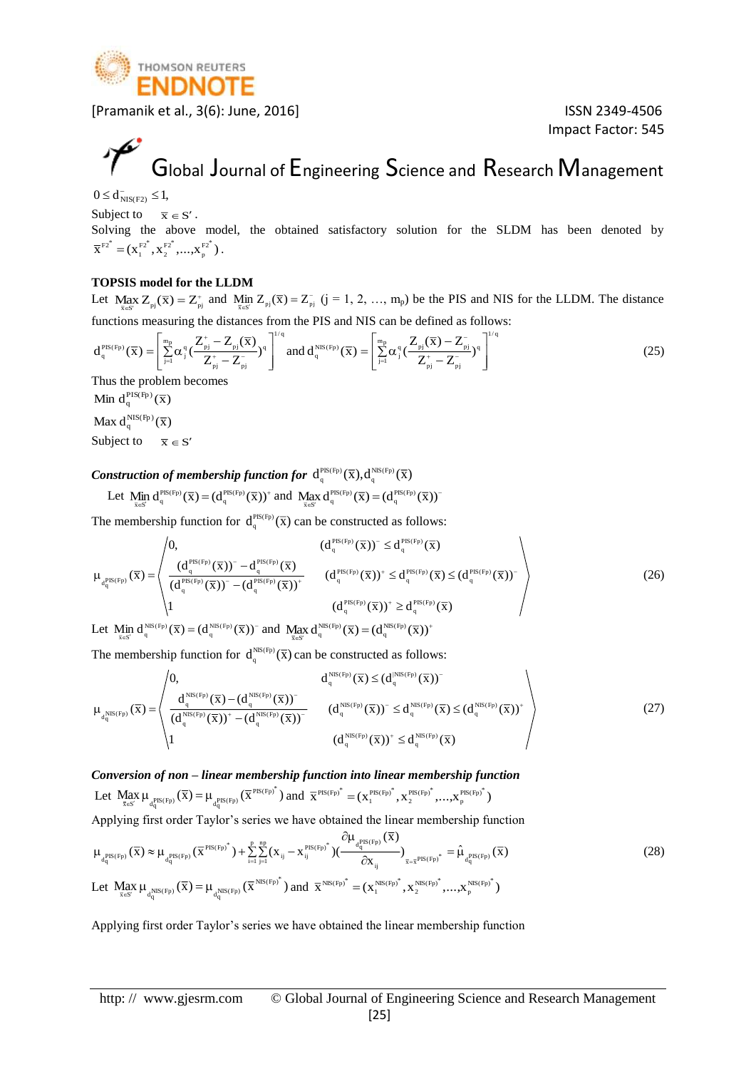$0 \le d^{-}_{NIS(F2)} \le 1,$

Subject to $\quad \bar{x} \in S'$.

Solving the above model, the obtained satisfactory solution for the SLDM has been denoted by $\bar{x}^{F2^*} = (x_1^{F2^*}, x_2^{F2^*}, ..., x_p^{F2^*})$.

**TOPSIS model for the LLDM**

Let $\underset{\bar{x} \in S'}{Max}\, Z_{pj}(\bar{x}) = Z^{+}_{pj}$ and $\underset{\bar{x} \in S'}{Min}\, Z_{pj}(\bar{x}) = Z^{-}_{pj}$ (j = 1, 2, …, $m_p$) be the PIS and NIS for the LLDM. The distance functions measuring the distances from the PIS and NIS can be defined as follows:

$$d_q^{PIS(Fp)}(\bar{x}) = \left[ \sum_{j=1}^{m_p} \alpha_j^q \left( \frac{Z^{+}_{pj} - Z_{pj}(\bar{x})}{Z^{+}_{pj} - Z^{-}_{pj}} \right)^q \right]^{1/q} \text{ and } d_q^{NIS(Fp)}(\bar{x}) = \left[ \sum_{j=1}^{m_p} \alpha_j^q \left( \frac{Z_{pj}(\bar{x}) - Z^{-}_{pj}}{Z^{+}_{pj} - Z^{-}_{pj}} \right)^q \right]^{1/q} \tag{25}$$

Thus the problem becomes

$Min\ d_q^{PIS(Fp)}(\bar{x})$

$Max\ d_q^{NIS(Fp)}(\bar{x})$

Subject to $\quad \bar{x} \in S'$

***Construction of membership function for*** $d_q^{PIS(Fp)}(\bar{x}), d_q^{NIS(Fp)}(\bar{x})$

Let $\underset{\bar{x} \in S'}{Min}\, d_q^{PIS(Fp)}(\bar{x}) = (d_q^{PIS(Fp)}(\bar{x}))^{+}$ and $\underset{\bar{x} \in S'}{Max}\, d_q^{PIS(Fp)}(\bar{x}) = (d_q^{PIS(Fp)}(\bar{x}))^{-}$

The membership function for $d_q^{PIS(Fp)}(\bar{x})$ can be constructed as follows:

$$\mu_{d_q^{PIS(Fp)}}(\bar{x}) = \begin{cases} 0, & (d_q^{PIS(Fp)}(\bar{x}))^{-} \le d_q^{PIS(Fp)}(\bar{x}) \\ \dfrac{(d_q^{PIS(Fp)}(\bar{x}))^{-} - d_q^{PIS(Fp)}(\bar{x})}{(d_q^{PIS(Fp)}(\bar{x}))^{-} - (d_q^{PIS(Fp)}(\bar{x}))^{+}} & (d_q^{PIS(Fp)}(\bar{x}))^{+} \le d_q^{PIS(Fp)}(\bar{x}) \le (d_q^{PIS(Fp)}(\bar{x}))^{-} \\ 1 & (d_q^{PIS(Fp)}(\bar{x}))^{+} \ge d_q^{PIS(Fp)}(\bar{x}) \end{cases} \tag{26}$$

Let $\underset{\bar{x} \in S'}{Min}\, d_q^{NIS(Fp)}(\bar{x}) = (d_q^{NIS(Fp)}(\bar{x}))^{-}$ and $\underset{\bar{x} \in S'}{Max}\, d_q^{NIS(Fp)}(\bar{x}) = (d_q^{NIS(Fp)}(\bar{x}))^{+}$

The membership function for $d_q^{NIS(Fp)}(\bar{x})$ can be constructed as follows:

$$\mu_{d_q^{NIS(Fp)}}(\bar{x}) = \begin{cases} 0, & d_q^{NIS(Fp)}(\bar{x}) \le (d_q^{NIS(Fp)}(\bar{x}))^{-} \\ \dfrac{d_q^{NIS(Fp)}(\bar{x}) - (d_q^{NIS(Fp)}(\bar{x}))^{-}}{(d_q^{NIS(Fp)}(\bar{x}))^{+} - (d_q^{NIS(Fp)}(\bar{x}))^{-}} & (d_q^{NIS(Fp)}(\bar{x}))^{-} \le d_q^{NIS(Fp)}(\bar{x}) \le (d_q^{NIS(Fp)}(\bar{x}))^{+} \\ 1 & (d_q^{NIS(Fp)}(\bar{x}))^{+} \le d_q^{NIS(Fp)}(\bar{x}) \end{cases} \tag{27}$$

***Conversion of non – linear membership function into linear membership function***

Let $\underset{\bar{x} \in S'}{Max}\, \mu_{d_q^{PIS(Fp)}}(\bar{x}) = \mu_{d_q^{PIS(Fp)}}(\bar{x}^{PIS(Fp)^*})$ and $\bar{x}^{PIS(Fp)^*} = (x_1^{PIS(Fp)^*}, x_2^{PIS(Fp)^*}, ..., x_p^{PIS(Fp)^*})$

Applying first order Taylor's series we have obtained the linear membership function

$$\mu_{d_q^{PIS(Fp)}}(\bar{x}) \approx \mu_{d_q^{PIS(Fp)}}(\bar{x}^{PIS(Fp)^*}) + \sum_{i=1}^{p} \sum_{j=1}^{np} (x_{ij} - x_{ij}^{PIS(Fp)^*}) \left( \frac{\partial \mu_{d_q^{PIS(Fp)}}(\bar{x})}{\partial x_{ij}} \right)_{\bar{x} = \bar{x}^{PIS(Fp)^*}} = \hat{\mu}_{d_q^{PIS(Fp)}}(\bar{x}) \tag{28}$$

Let $\underset{\bar{x} \in S'}{Max}\, \mu_{d_q^{NIS(Fp)}}(\bar{x}) = \mu_{d_q^{NIS(Fp)}}(\bar{x}^{NIS(Fp)^*})$ and $\bar{x}^{NIS(Fp)^*} = (x_1^{NIS(Fp)^*}, x_2^{NIS(Fp)^*}, ..., x_p^{NIS(Fp)^*})$

Applying first order Taylor's series we have obtained the linear membership function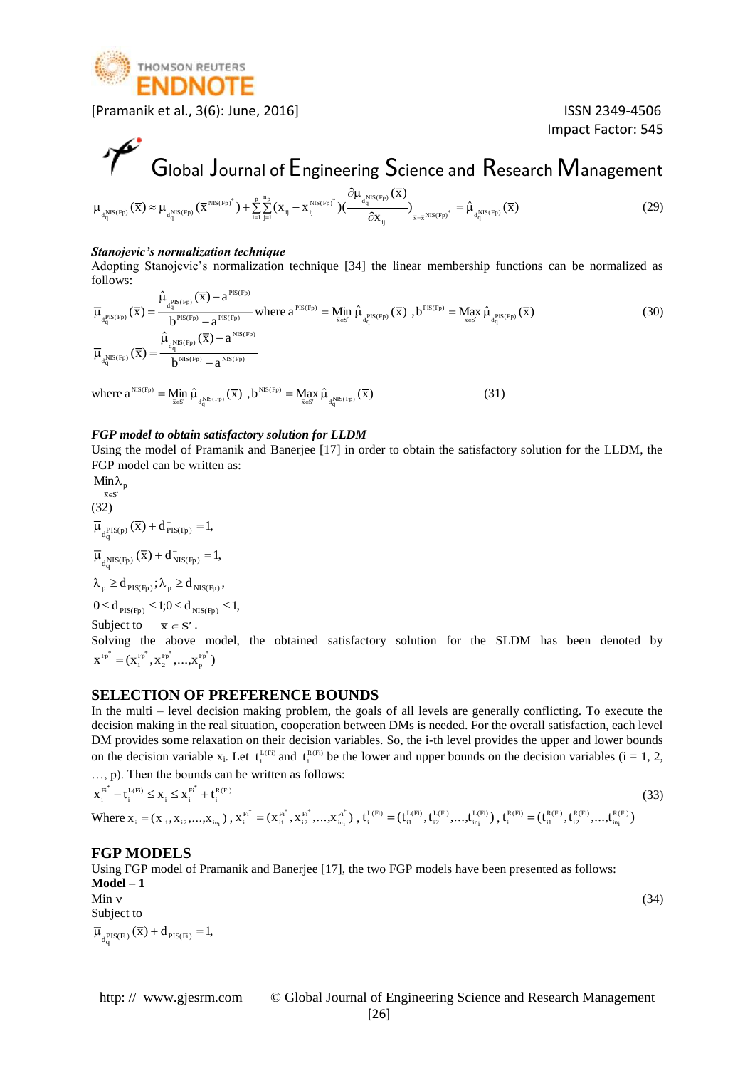$$\mu_{d_q^{NIS(Fp)}}(\overline{x}) \approx \mu_{d_q^{NIS(Fp)}}(\overline{x}^{NIS(Fp)^*}) + \sum_{i=1}^{p}\sum_{j=1}^{n_p}(x_{ij} - x_{ij}^{NIS(Fp)^*})\left(\frac{\partial \mu_{d_q^{NIS(Fp)}}(\overline{x})}{\partial x_{ij}}\right)_{\overline{x}=\overline{x}^{NIS(Fp)^*}} = \hat{\mu}_{d_q^{NIS(Fp)}}(\overline{x}) \tag{29}$$

***Stanojevic's normalization technique***

Adopting Stanojevic's normalization technique [34] the linear membership functions can be normalized as follows:

$$\overline{\mu}_{d_q^{PIS(Fp)}}(\overline{x}) = \frac{\hat{\mu}_{d_q^{PIS(Fp)}}(\overline{x}) - a^{PIS(Fp)}}{b^{PIS(Fp)} - a^{PIS(Fp)}} \text{ where } a^{PIS(Fp)} = \underset{\overline{x}\in S'}{\text{Min}}\, \hat{\mu}_{d_q^{PIS(Fp)}}(\overline{x}),\ b^{PIS(Fp)} = \underset{\overline{x}\in S'}{\text{Max}}\, \hat{\mu}_{d_q^{PIS(Fp)}}(\overline{x}) \tag{30}$$

$$\overline{\mu}_{d_q^{NIS(Fp)}}(\overline{x}) = \frac{\hat{\mu}_{d_q^{NIS(Fp)}}(\overline{x}) - a^{NIS(Fp)}}{b^{NIS(Fp)} - a^{NIS(Fp)}}$$

$$\text{where } a^{NIS(Fp)} = \underset{\overline{x}\in S'}{\text{Min}}\, \hat{\mu}_{d_q^{NIS(Fp)}}(\overline{x}),\ b^{NIS(Fp)} = \underset{\overline{x}\in S'}{\text{Max}}\, \hat{\mu}_{d_q^{NIS(Fp)}}(\overline{x}) \tag{31}$$

***FGP model to obtain satisfactory solution for LLDM***

Using the model of Pramanik and Banerjee [17] in order to obtain the satisfactory solution for the LLDM, the FGP model can be written as:

$$\underset{\overline{x}\in S'}{\text{Min}}\,\lambda_p$$

(32)

$$\overline{\mu}_{d_q^{PIS(p)}}(\overline{x}) + d^-_{PIS(Fp)} = 1,$$

$$\overline{\mu}_{d_q^{NIS(Fp)}}(\overline{x}) + d^-_{NIS(Fp)} = 1,$$

$$\lambda_p \geq d^-_{PIS(Fp)};\ \lambda_p \geq d^-_{NIS(Fp)},$$

$$0 \leq d^-_{PIS(Fp)} \leq 1; 0 \leq d^-_{NIS(Fp)} \leq 1,$$

Subject to $\overline{x} \in S'$.

Solving the above model, the obtained satisfactory solution for the SLDM has been denoted by $\overline{x}^{Fp^*} = (x_1^{Fp^*}, x_2^{Fp^*}, \ldots, x_p^{Fp^*})$

## SELECTION OF PREFERENCE BOUNDS

In the multi – level decision making problem, the goals of all levels are generally conflicting. To execute the decision making in the real situation, cooperation between DMs is needed. For the overall satisfaction, each level DM provides some relaxation on their decision variables. So, the i-th level provides the upper and lower bounds on the decision variable $x_i$. Let $t_i^{L(Fi)}$ and $t_i^{R(Fi)}$ be the lower and upper bounds on the decision variables (i = 1, 2, …, p). Then the bounds can be written as follows:

$$x_i^{Fi^*} - t_i^{L(Fi)} \leq x_i \leq x_i^{Fi^*} + t_i^{R(Fi)} \tag{33}$$

Where $x_i = (x_{i1}, x_{i2}, \ldots, x_{in_i})$, $x_i^{Fi^*} = (x_{i1}^{Fi^*}, x_{i2}^{Fi^*}, \ldots, x_{in_i}^{Fi^*})$, $t_i^{L(Fi)} = (t_{i1}^{L(Fi)}, t_{i2}^{L(Fi)}, \ldots, t_{in_i}^{L(Fi)})$, $t_i^{R(Fi)} = (t_{i1}^{R(Fi)}, t_{i2}^{R(Fi)}, \ldots, t_{in_i}^{R(Fi)})$

## FGP MODELS

Using FGP model of Pramanik and Banerjee [17], the two FGP models have been presented as follows:

**Model – 1**

Min $\nu$ (34)

Subject to

$$\overline{\mu}_{d_q^{PIS(Fi)}}(\overline{x}) + d^-_{PIS(Fi)} = 1,$$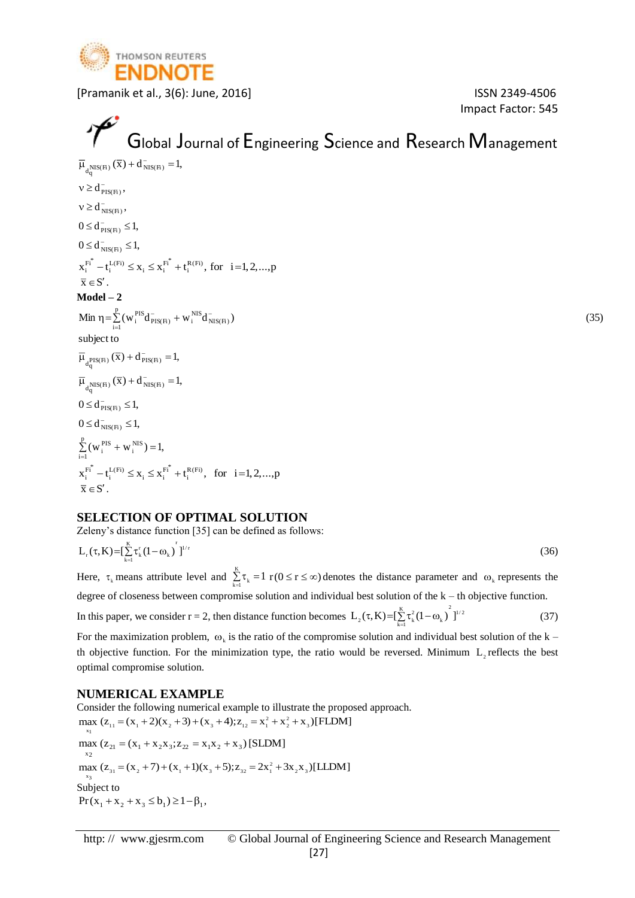$$\bar{\mu}_{d_q^{NIS(Fi)}}(\bar{x}) + d^-_{NIS(Fi)} = 1,$$

$$v \geq d^-_{PIS(Fi)},$$

$$v \geq d^-_{NIS(Fi)},$$

$$0 \leq d^-_{PIS(Fi)} \leq 1,$$

$$0 \leq d^-_{NIS(Fi)} \leq 1,$$

$$x_i^{Fi^*} - t_i^{L(Fi)} \leq x_i \leq x_i^{Fi^*} + t_i^{R(Fi)}, \text{ for } i = 1, 2, ..., p$$

$$\bar{x} \in S'.$$

**Model – 2**

$$\text{Min } \eta = \sum_{i=1}^{p} (w_i^{PIS} d^-_{PIS(Fi)} + w_i^{NIS} d^-_{NIS(Fi)}) \tag{35}$$

subject to

$$\bar{\mu}_{d_q^{PIS(Fi)}}(\bar{x}) + d^-_{PIS(Fi)} = 1,$$

$$\bar{\mu}_{d_q^{NIS(Fi)}}(\bar{x}) + d^-_{NIS(Fi)} = 1,$$

$$0 \leq d^-_{PIS(Fi)} \leq 1,$$

$$0 \leq d^-_{NIS(Fi)} \leq 1,$$

$$\sum_{i=1}^{p} (w_i^{PIS} + w_i^{NIS}) = 1,$$

$$x_i^{Fi^*} - t_i^{L(Fi)} \leq x_i \leq x_i^{Fi^*} + t_i^{R(Fi)}, \text{ for } i = 1, 2, ..., p$$

$$\bar{x} \in S'.$$

## SELECTION OF OPTIMAL SOLUTION

Zeleny's distance function [35] can be defined as follows:

$$L_r(\tau, K) = [\sum_{k=1}^{K} \tau_k^r (1 - \omega_k)^r]^{1/r} \tag{36}$$

Here, $\tau_k$ means attribute level and $\sum_{k=1}^{K} \tau_k = 1$ $r (0 \leq r \leq \infty)$ denotes the distance parameter and $\omega_k$ represents the degree of closeness between compromise solution and individual best solution of the k – th objective function.

In this paper, we consider r = 2, then distance function becomes $L_2(\tau, K) = [\sum_{k=1}^{K} \tau_k^2 (1 - \omega_k)^2]^{1/2}$ (37)

For the maximization problem, $\omega_k$ is the ratio of the compromise solution and individual best solution of the k – th objective function. For the minimization type, the ratio would be reversed. Minimum $L_2$ reflects the best optimal compromise solution.

## NUMERICAL EXAMPLE

Consider the following numerical example to illustrate the proposed approach.

$$\max_{x_1} (z_{11} = (x_1 + 2)(x_2 + 3) + (x_3 + 4); z_{12} = x_1^2 + x_2^2 + x_3) [\text{FLDM}]$$

$$\max_{x_2} (z_{21} = (x_1 + x_2 x_3; z_{22} = x_1 x_2 + x_3) [\text{SLDM}]$$

$$\max_{x_3} (z_{31} = (x_2 + 7) + (x_1 + 1)(x_3 + 5); z_{32} = 2x_1^2 + 3x_2 x_3) [\text{LLDM}]$$

Subject to

$$\Pr(x_1 + x_2 + x_3 \leq b_1) \geq 1 - \beta_1,$$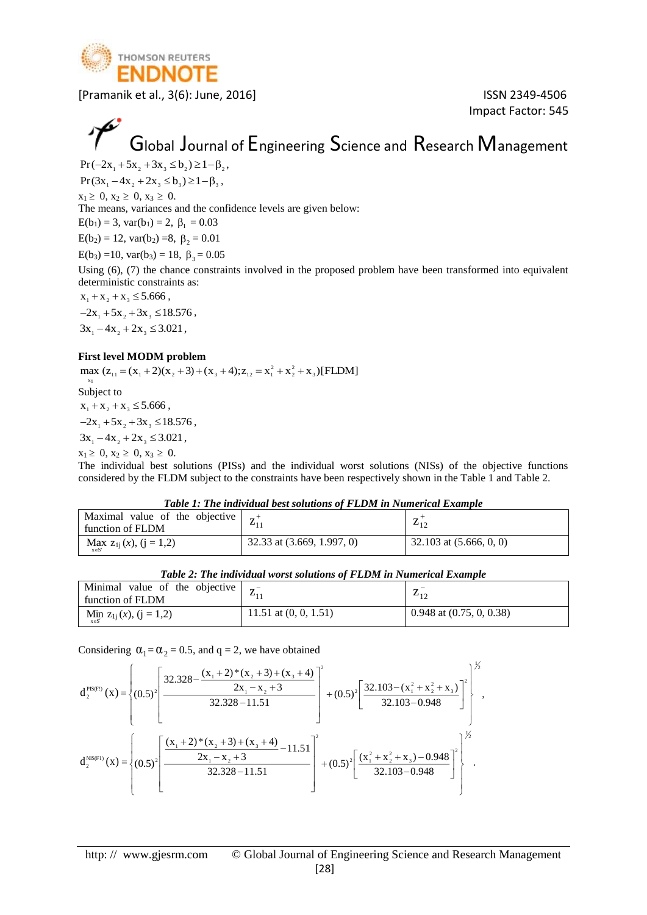$\Pr(-2x_1 + 5x_2 + 3x_3 \le b_2) \ge 1 - \beta_2$,

$\Pr(3x_1 - 4x_2 + 2x_3 \le b_3) \ge 1 - \beta_3$,

$x_1 \ge 0,\ x_2 \ge 0,\ x_3 \ge 0.$

The means, variances and the confidence levels are given below:

$E(b_1) = 3$, $\text{var}(b_1) = 2$, $\beta_1 = 0.03$

$E(b_2) = 12$, $\text{var}(b_2) = 8$, $\beta_2 = 0.01$

$E(b_3) = 10$, $\text{var}(b_3) = 18$, $\beta_3 = 0.05$

Using (6), (7) the chance constraints involved in the proposed problem have been transformed into equivalent deterministic constraints as:

$x_1 + x_2 + x_3 \le 5.666$,

$-2x_1 + 5x_2 + 3x_3 \le 18.576$,

$3x_1 - 4x_2 + 2x_3 \le 3.021$,

**First level MODM problem**

$$\max_{x_1} \ (z_{11} = (x_1 + 2)(x_2 + 3) + (x_3 + 4); z_{12} = x_1^2 + x_2^2 + x_3) [\text{FLDM}]$$

Subject to

$x_1 + x_2 + x_3 \le 5.666$,

$-2x_1 + 5x_2 + 3x_3 \le 18.576$,

$3x_1 - 4x_2 + 2x_3 \le 3.021$,

$x_1 \ge 0,\ x_2 \ge 0,\ x_3 \ge 0.$

The individual best solutions (PISs) and the individual worst solutions (NISs) of the objective functions considered by the FLDM subject to the constraints have been respectively shown in the Table 1 and Table 2.

***Table 1: The individual best solutions of FLDM in Numerical Example***

| Maximal value of the objective function of FLDM | $z_{11}^{+}$ | $z_{12}^{+}$ |
|---|---|---|
| $\underset{x \in S'}{\text{Max}}\ z_{1j}(x)$, $(j = 1,2)$ | 32.33 at (3.669, 1.997, 0) | 32.103 at (5.666, 0, 0) |

***Table 2: The individual worst solutions of FLDM in Numerical Example***

| Minimal value of the objective function of FLDM | $z_{11}^{-}$ | $z_{12}^{-}$ |
|---|---|---|
| $\underset{x \in S'}{\text{Min}}\ z_{1j}(x)$, $(j = 1,2)$ | 11.51 at (0, 0, 1.51) | 0.948 at (0.75, 0, 0.38) |

Considering $\alpha_1 = \alpha_2 = 0.5$, and $q = 2$, we have obtained

$$d_2^{\text{PIS(F1)}}(x) = \left\{ (0.5)^2 \left[ \frac{32.328 - \dfrac{(x_1 + 2) * (x_2 + 3) + (x_3 + 4)}{2x_1 - x_2 + 3}}{32.328 - 11.51} \right]^2 + (0.5)^2 \left[ \frac{32.103 - (x_1^2 + x_2^2 + x_3)}{32.103 - 0.948} \right]^2 \right\}^{\frac{1}{2}},$$

$$d_2^{\text{NIS(F1)}}(x) = \left\{ (0.5)^2 \left[ \frac{\dfrac{(x_1 + 2) * (x_2 + 3) + (x_3 + 4)}{2x_1 - x_2 + 3} - 11.51}{32.328 - 11.51} \right]^2 + (0.5)^2 \left[ \frac{(x_1^2 + x_2^2 + x_3) - 0.948}{32.103 - 0.948} \right]^2 \right\}^{\frac{1}{2}}.$$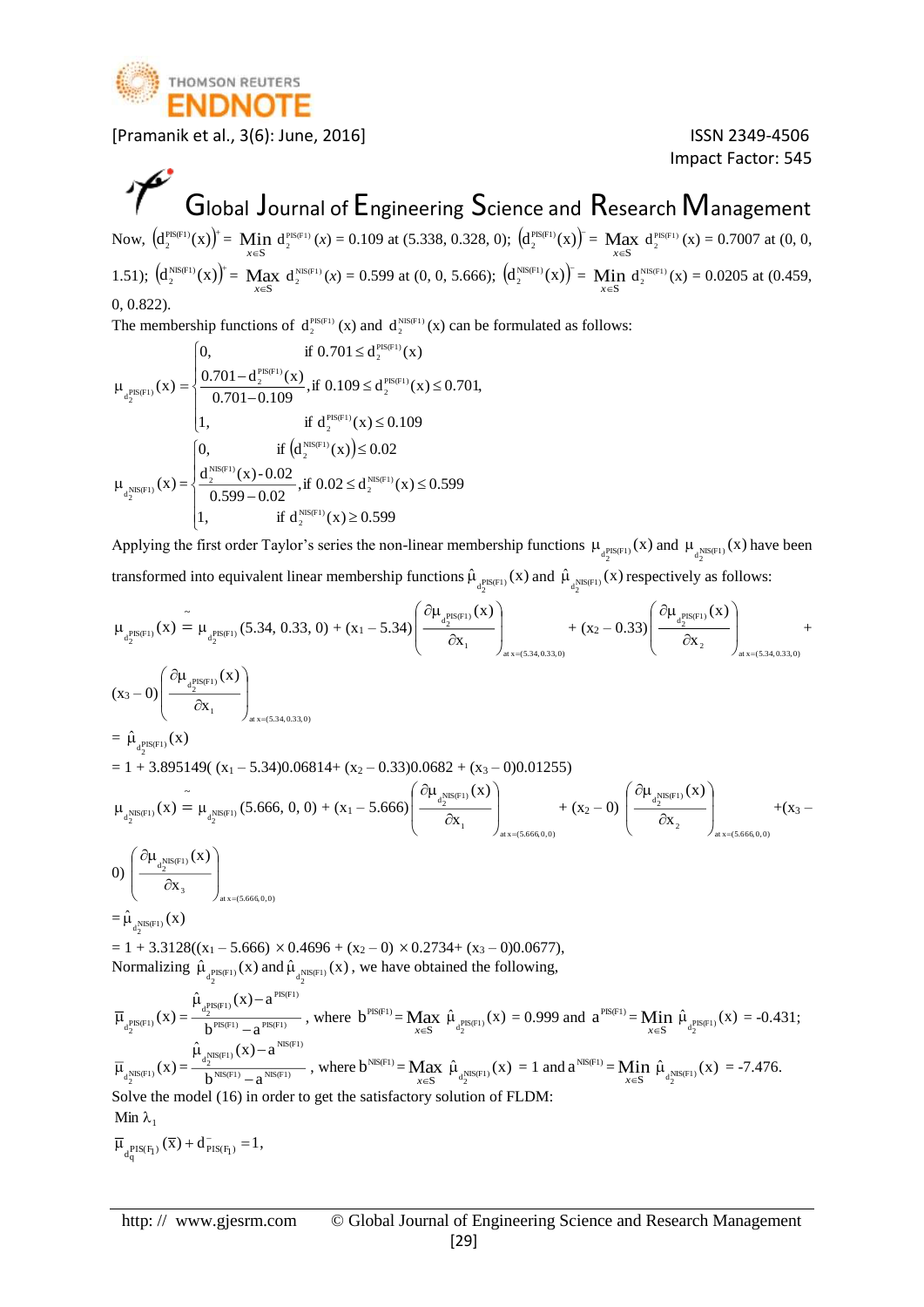Now, $\left(d_2^{PIS(F1)}(x)\right)^+ = \underset{x \in S}{\text{Min}}\ d_2^{PIS(F1)}(x) = 0.109$ at (5.338, 0.328, 0); $\left(d_2^{PIS(F1)}(x)\right)^- = \underset{x \in S}{\text{Max}}\ d_2^{PIS(F1)}(x) = 0.7007$ at (0, 0, 1.51); $\left(d_2^{NIS(F1)}(x)\right)^+ = \underset{x \in S}{\text{Max}}\ d_2^{NIS(F1)}(x) = 0.599$ at (0, 0, 5.666); $\left(d_2^{NIS(F1)}(x)\right)^- = \underset{x \in S}{\text{Min}}\ d_2^{NIS(F1)}(x) = 0.0205$ at (0.459, 0, 0.822).

The membership functions of $d_2^{PIS(F1)}(x)$ and $d_2^{NIS(F1)}(x)$ can be formulated as follows:

$$\mu_{d_2^{PIS(F1)}}(x) = \begin{cases} 0, & \text{if } 0.701 \le d_2^{PIS(F1)}(x) \\ \dfrac{0.701 - d_2^{PIS(F1)}(x)}{0.701 - 0.109}, & \text{if } 0.109 \le d_2^{PIS(F1)}(x) \le 0.701, \\ 1, & \text{if } d_2^{PIS(F1)}(x) \le 0.109 \end{cases}$$

$$\mu_{d_2^{NIS(F1)}}(x) = \begin{cases} 0, & \text{if } \left(d_2^{NIS(F1)}(x)\right) \le 0.02 \\ \dfrac{d_2^{NIS(F1)}(x) - 0.02}{0.599 - 0.02}, & \text{if } 0.02 \le d_2^{NIS(F1)}(x) \le 0.599 \\ 1, & \text{if } d_2^{NIS(F1)}(x) \ge 0.599 \end{cases}$$

Applying the first order Taylor's series the non-linear membership functions $\mu_{d_2^{PIS(F1)}}(x)$ and $\mu_{d_2^{NIS(F1)}}(x)$ have been transformed into equivalent linear membership functions $\hat{\mu}_{d_2^{PIS(F1)}}(x)$ and $\hat{\mu}_{d_2^{NIS(F1)}}(x)$ respectively as follows:

$$\mu_{d_2^{PIS(F1)}}(x) \overset{\sim}{=} \mu_{d_2^{PIS(F1)}}(5.34, 0.33, 0) + (x_1 - 5.34)\left(\frac{\partial \mu_{d_2^{PIS(F1)}}(x)}{\partial x_1}\right)_{\text{at } x=(5.34,0.33,0)} + (x_2 - 0.33)\left(\frac{\partial \mu_{d_2^{PIS(F1)}}(x)}{\partial x_2}\right)_{\text{at } x=(5.34,0.33,0)} + (x_3 - 0)\left(\frac{\partial \mu_{d_2^{PIS(F1)}}(x)}{\partial x_1}\right)_{\text{at } x=(5.34,0.33,0)}$$

$$= \hat{\mu}_{d_2^{PIS(F1)}}(x)$$

$$= 1 + 3.895149(\ (x_1 - 5.34)0.06814 + (x_2 - 0.33)0.0682 + (x_3 - 0)0.01255)$$

$$\mu_{d_2^{NIS(F1)}}(x) \overset{\sim}{=} \mu_{d_2^{NIS(F1)}}(5.666, 0, 0) + (x_1 - 5.666)\left(\frac{\partial \mu_{d_2^{NIS(F1)}}(x)}{\partial x_1}\right)_{\text{at } x=(5.666,0,0)} + (x_2 - 0)\left(\frac{\partial \mu_{d_2^{NIS(F1)}}(x)}{\partial x_2}\right)_{\text{at } x=(5.666,0,0)} + (x_3 - 0)\left(\frac{\partial \mu_{d_2^{NIS(F1)}}(x)}{\partial x_3}\right)_{\text{at } x=(5.666,0,0)}$$

$$= \hat{\mu}_{d_2^{NIS(F1)}}(x)$$

$$= 1 + 3.3128((x_1 - 5.666) \times 0.4696 + (x_2 - 0) \times 0.2734 + (x_3 - 0)0.0677),$$

Normalizing $\hat{\mu}_{d_2^{PIS(F1)}}(x)$ and $\hat{\mu}_{d_2^{NIS(F1)}}(x)$, we have obtained the following,

$$\overline{\mu}_{d_2^{PIS(F1)}}(x) = \frac{\hat{\mu}_{d_2^{PIS(F1)}}(x) - a^{PIS(F1)}}{b^{PIS(F1)} - a^{PIS(F1)}}, \text{ where } b^{PIS(F1)} = \underset{x \in S}{\text{Max}}\ \hat{\mu}_{d_2^{PIS(F1)}}(x) = 0.999 \text{ and } a^{PIS(F1)} = \underset{x \in S}{\text{Min}}\ \hat{\mu}_{d_2^{PIS(F1)}}(x) = -0.431;$$

$$\overline{\mu}_{d_2^{NIS(F1)}}(x) = \frac{\hat{\mu}_{d_2^{NIS(F1)}}(x) - a^{NIS(F1)}}{b^{NIS(F1)} - a^{NIS(F1)}}, \text{ where } b^{NIS(F1)} = \underset{x \in S}{\text{Max}}\ \hat{\mu}_{d_2^{NIS(F1)}}(x) = 1 \text{ and } a^{NIS(F1)} = \underset{x \in S}{\text{Min}}\ \hat{\mu}_{d_2^{NIS(F1)}}(x) = -7.476.$$

Solve the model (16) in order to get the satisfactory solution of FLDM:

Min $\lambda_1$

$$\overline{\mu}_{d_q^{PIS(F_1)}}(\overline{x}) + d^-_{PIS(F_1)} = 1,$$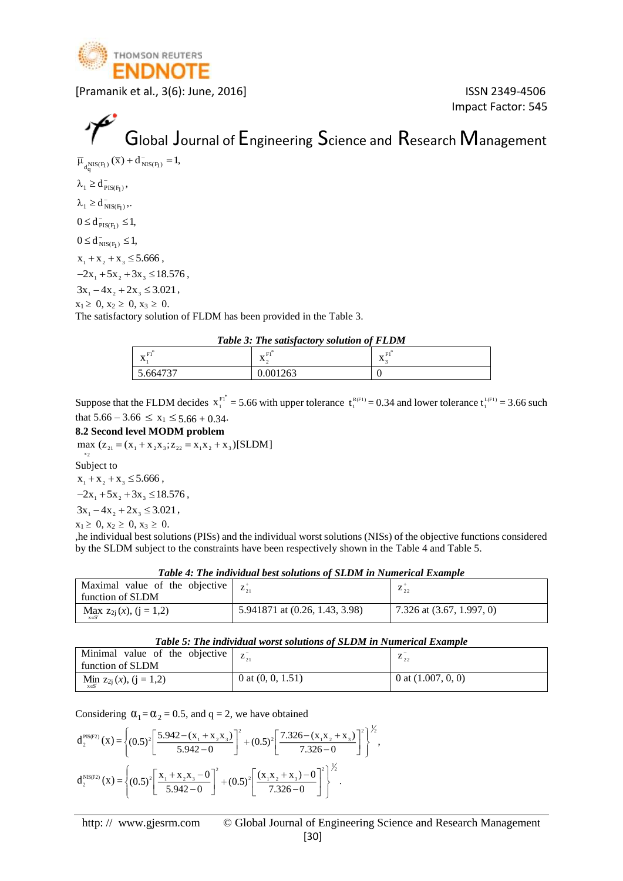$$\overline{\mu}_{d_q^{NIS(F_1)}}(\overline{x}) + d^-_{NIS(F_1)} = 1,$$

$$\lambda_1 \geq d^-_{PIS(F_1)},$$

$$\lambda_1 \geq d^-_{NIS(F_1)},.$$

$$0 \leq d^-_{PIS(F_1)} \leq 1,$$

$$0 \leq d^-_{NIS(F_1)} \leq 1,$$

$$x_1 + x_2 + x_3 \leq 5.666,$$

$$-2x_1 + 5x_2 + 3x_3 \leq 18.576,$$

$$3x_1 - 4x_2 + 2x_3 \leq 3.021,$$

$x_1 \geq 0,\ x_2 \geq 0,\ x_3 \geq 0.$

The satisfactory solution of FLDM has been provided in the Table 3.

***Table 3: The satisfactory solution of FLDM***

| $x_1^{F1^*}$ | $x_2^{F1^*}$ | $x_3^{F1^*}$ |
|---|---|---|
| 5.664737 | 0.001263 | 0 |

Suppose that the FLDM decides $x_1^{F1^*} = 5.66$ with upper tolerance $t_1^{R(F1)} = 0.34$ and lower tolerance $t_1^{L(F1)} = 3.66$ such that $5.66 - 3.66 \leq x_1 \leq 5.66 + 0.34$.

### 8.2 Second level MODM problem

$$\max_{x_2} (z_{21} = (x_1 + x_2 x_3; z_{22} = x_1 x_2 + x_3)[\text{SLDM}]$$

Subject to

$$x_1 + x_2 + x_3 \leq 5.666,$$

$$-2x_1 + 5x_2 + 3x_3 \leq 18.576,$$

$$3x_1 - 4x_2 + 2x_3 \leq 3.021,$$

$x_1 \geq 0,\ x_2 \geq 0,\ x_3 \geq 0.$

,he individual best solutions (PISs) and the individual worst solutions (NISs) of the objective functions considered by the SLDM subject to the constraints have been respectively shown in the Table 4 and Table 5.

***Table 4: The individual best solutions of SLDM in Numerical Example***

| Maximal value of the objective function of SLDM | $z_{21}^+$ | $z_{22}^+$ |
|---|---|---|
| $\underset{x \in S'}{\text{Max}}\ z_{2j}(x),\ (j = 1,2)$ | 5.941871 at (0.26, 1.43, 3.98) | 7.326 at (3.67, 1.997, 0) |

***Table 5: The individual worst solutions of SLDM in Numerical Example***

| Minimal value of the objective function of SLDM | $z_{21}^-$ | $z_{22}^-$ |
|---|---|---|
| $\underset{x \in S'}{\text{Min}}\ z_{2j}(x),\ (j = 1,2)$ | 0 at (0, 0, 1.51) | 0 at (1.007, 0, 0) |

Considering $\alpha_1 = \alpha_2 = 0.5$, and q = 2, we have obtained

$$d_2^{PIS(F2)}(x) = \left\{ (0.5)^2 \left[ \frac{5.942 - (x_1 + x_2 x_3)}{5.942 - 0} \right]^2 + (0.5)^2 \left[ \frac{7.326 - (x_1 x_2 + x_3)}{7.326 - 0} \right]^2 \right\}^{\frac{1}{2}},$$

$$d_2^{NIS(F2)}(x) = \left\{ (0.5)^2 \left[ \frac{x_1 + x_2 x_3 - 0}{5.942 - 0} \right]^2 + (0.5)^2 \left[ \frac{(x_1 x_2 + x_3) - 0}{7.326 - 0} \right]^2 \right\}^{\frac{1}{2}}.$$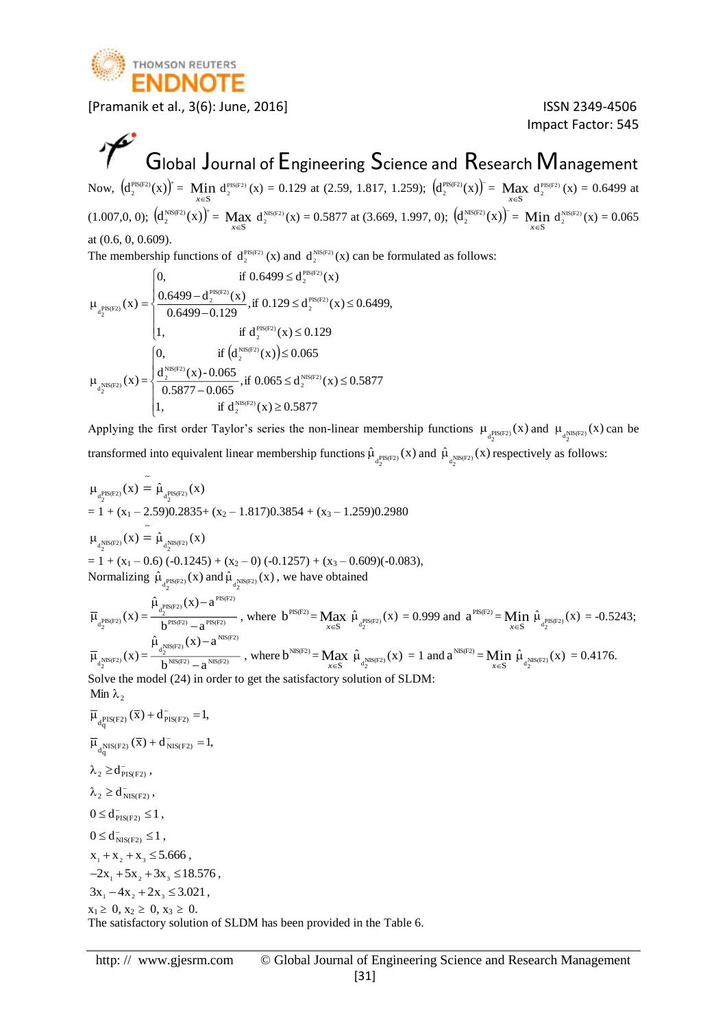Now, $\left(d_2^{PIS(F2)}(x)\right)^+ = \underset{x\in S}{Min}\ d_2^{PIS(F2)}(x) = 0.129$ at (2.59, 1.817, 1.259); $\left(d_2^{PIS(F2)}(x)\right)^- = \underset{x\in S}{Max}\ d_2^{PIS(F2)}(x) = 0.6499$ at (1.007,0, 0); $\left(d_2^{NIS(F2)}(x)\right)^+ = \underset{x\in S}{Max}\ d_2^{NIS(F2)}(x) = 0.5877$ at (3.669, 1.997, 0); $\left(d_2^{NIS(F2)}(x)\right)^- = \underset{x\in S}{Min}\ d_2^{NIS(F2)}(x) = 0.065$ at (0.6, 0, 0.609).

The membership functions of $d_2^{PIS(F2)}(x)$ and $d_2^{NIS(F2)}(x)$ can be formulated as follows:

$$\mu_{d_2^{PIS(F2)}}(x) = \begin{cases} 0, & \text{if } 0.6499 \le d_2^{PIS(F2)}(x) \\ \dfrac{0.6499 - d_2^{PIS(F2)}(x)}{0.6499 - 0.129}, & \text{if } 0.129 \le d_2^{PIS(F2)}(x) \le 0.6499, \\ 1, & \text{if } d_2^{PIS(F2)}(x) \le 0.129 \end{cases}$$

$$\mu_{d_2^{NIS(F2)}}(x) = \begin{cases} 0, & \text{if } \left(d_2^{NIS(F2)}(x)\right) \le 0.065 \\ \dfrac{d_2^{NIS(F2)}(x) - 0.065}{0.5877 - 0.065}, & \text{if } 0.065 \le d_2^{NIS(F2)}(x) \le 0.5877 \\ 1, & \text{if } d_2^{NIS(F2)}(x) \ge 0.5877 \end{cases}$$

Applying the first order Taylor's series the non-linear membership functions $\mu_{d_2^{PIS(F2)}}(x)$ and $\mu_{d_2^{NIS(F2)}}(x)$ can be transformed into equivalent linear membership functions $\hat{\mu}_{d_2^{PIS(F2)}}(x)$ and $\hat{\mu}_{d_2^{NIS(F2)}}(x)$ respectively as follows:

$$\mu_{d_2^{PIS(F2)}}(x) \tilde{=} \hat{\mu}_{d_2^{PIS(F2)}}(x)$$

$$= 1 + (x_1 - 2.59)0.2835 + (x_2 - 1.817)0.3854 + (x_3 - 1.259)0.2980$$

$$\mu_{d_2^{NIS(F2)}}(x) \tilde{=} \hat{\mu}_{d_2^{NIS(F2)}}(x)$$

$$= 1 + (x_1 - 0.6)(-0.1245) + (x_2 - 0)(-0.1257) + (x_3 - 0.609)(-0.083),$$

Normalizing $\hat{\mu}_{d_2^{PIS(F2)}}(x)$ and $\hat{\mu}_{d_2^{NIS(F2)}}(x)$, we have obtained

$$\overline{\mu}_{d_2^{PIS(F2)}}(x) = \frac{\hat{\mu}_{d_2^{PIS(F2)}}(x) - a^{PIS(F2)}}{b^{PIS(F2)} - a^{PIS(F2)}}, \text{ where } b^{PIS(F2)} = \underset{x\in S}{Max}\ \hat{\mu}_{d_2^{PIS(F2)}}(x) = 0.999 \text{ and } a^{PIS(F2)} = \underset{x\in S}{Min}\ \hat{\mu}_{d_2^{PIS(F2)}}(x) = -0.5243;$$

$$\overline{\mu}_{d_2^{NIS(F2)}}(x) = \frac{\hat{\mu}_{d_2^{NIS(F2)}}(x) - a^{NIS(F2)}}{b^{NIS(F2)} - a^{NIS(F2)}}, \text{ where } b^{NIS(F2)} = \underset{x\in S}{Max}\ \hat{\mu}_{d_2^{NIS(F2)}}(x) = 1 \text{ and } a^{NIS(F2)} = \underset{x\in S}{Min}\ \hat{\mu}_{d_2^{NIS(F2)}}(x) = 0.4176.$$

Solve the model (24) in order to get the satisfactory solution of SLDM:

$$\text{Min } \lambda_2$$

$$\overline{\mu}_{d_q^{PIS(F2)}}(\overline{x}) + d^-_{PIS(F2)} = 1,$$

$$\overline{\mu}_{d_q^{NIS(F2)}}(\overline{x}) + d^-_{NIS(F2)} = 1,$$

$$\lambda_2 \ge d^-_{PIS(F2)},$$

$$\lambda_2 \ge d^-_{NIS(F2)},$$

$$0 \le d^-_{PIS(F2)} \le 1,$$

$$0 \le d^-_{NIS(F2)} \le 1,$$

$$x_1 + x_2 + x_3 \le 5.666,$$

$$-2x_1 + 5x_2 + 3x_3 \le 18.576,$$

$$3x_1 - 4x_2 + 2x_3 \le 3.021,$$

$$x_1 \ge 0,\ x_2 \ge 0,\ x_3 \ge 0.$$

The satisfactory solution of SLDM has been provided in the Table 6.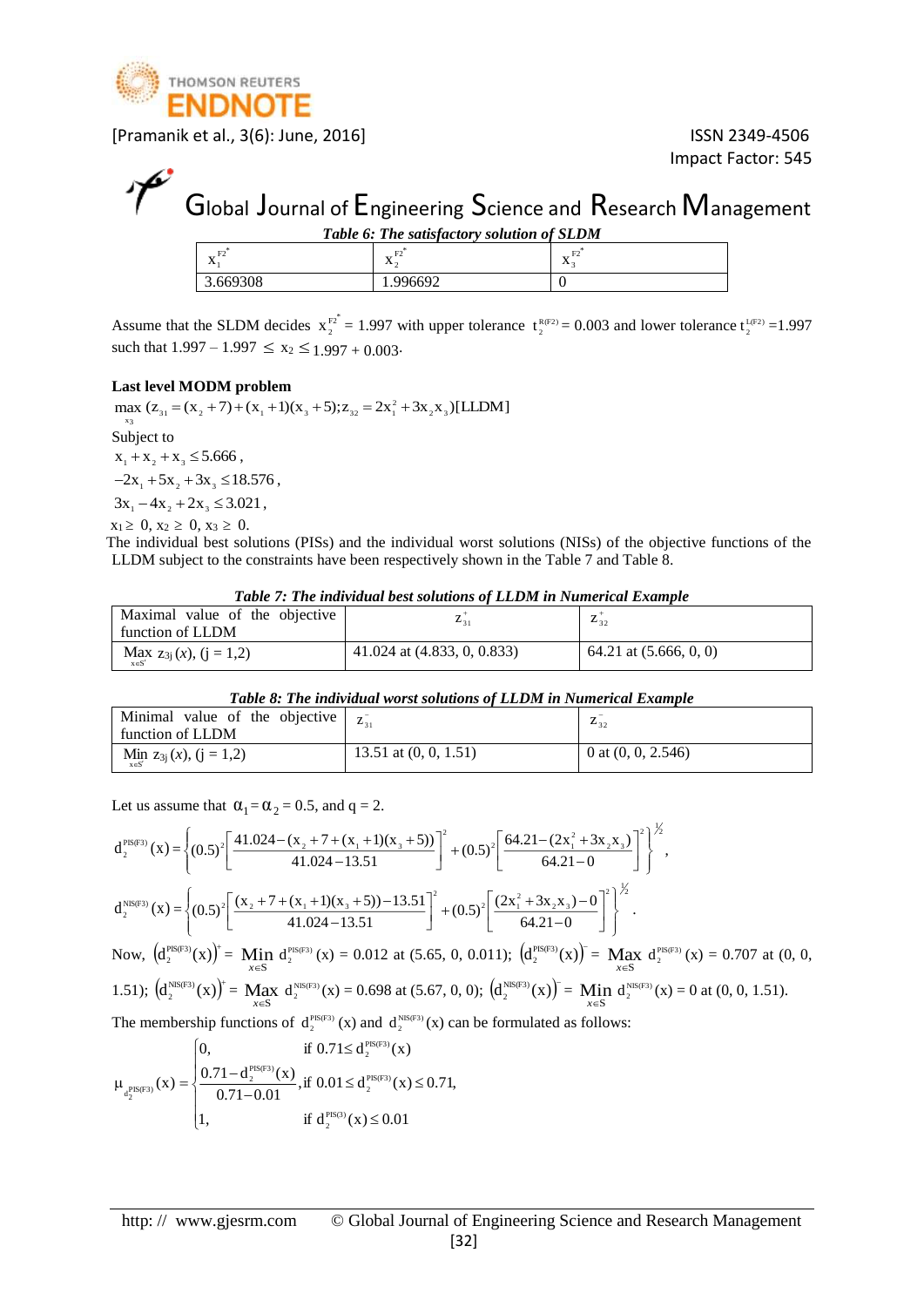*Table 6: The satisfactory solution of SLDM*

| $x_1^{F2^*}$ | $x_2^{F2^*}$ | $x_3^{F2^*}$ |
|---|---|---|
| 3.669308 | 1.996692 | 0 |

Assume that the SLDM decides $x_2^{F2^*} = 1.997$ with upper tolerance $t_2^{R(F2)} = 0.003$ and lower tolerance $t_2^{L(F2)} = 1.997$ such that $1.997 - 1.997 \le x_2 \le 1.997 + 0.003$.

**Last level MODM problem**

$$\max_{x_3} (z_{31} = (x_2 + 7) + (x_1 + 1)(x_3 + 5); z_{32} = 2x_1^2 + 3x_2 x_3) [\text{LLDM}]$$

Subject to

$x_1 + x_2 + x_3 \le 5.666$,

$-2x_1 + 5x_2 + 3x_3 \le 18.576$,

$3x_1 - 4x_2 + 2x_3 \le 3.021$,

$x_1 \ge 0,\ x_2 \ge 0,\ x_3 \ge 0$.

The individual best solutions (PISs) and the individual worst solutions (NISs) of the objective functions of the LLDM subject to the constraints have been respectively shown in the Table 7 and Table 8.

*Table 7: The individual best solutions of LLDM in Numerical Example*

| Maximal value of the objective function of LLDM | $z_{31}^+$ | $z_{32}^+$ |
|---|---|---|
| $\underset{x \in S'}{\text{Max}}\ z_{3j}(x)$, (j = 1,2) | 41.024 at (4.833, 0, 0.833) | 64.21 at (5.666, 0, 0) |

*Table 8: The individual worst solutions of LLDM in Numerical Example*

| Minimal value of the objective function of LLDM | $z_{31}^-$ | $z_{32}^-$ |
|---|---|---|
| $\underset{x \in S'}{\text{Min}}\ z_{3j}(x)$, (j = 1,2) | 13.51 at (0, 0, 1.51) | 0 at (0, 0, 2.546) |

Let us assume that $\alpha_1 = \alpha_2 = 0.5$, and q = 2.

$$d_2^{PIS(F3)}(x) = \left\{ (0.5)^2 \left[ \frac{41.024 - (x_2 + 7 + (x_1 + 1)(x_3 + 5))}{41.024 - 13.51} \right]^2 + (0.5)^2 \left[ \frac{64.21 - (2x_1^2 + 3x_2 x_3)}{64.21 - 0} \right]^2 \right\}^{\frac{1}{2}},$$

$$d_2^{NIS(F3)}(x) = \left\{ (0.5)^2 \left[ \frac{(x_2 + 7 + (x_1 + 1)(x_3 + 5)) - 13.51}{41.024 - 13.51} \right]^2 + (0.5)^2 \left[ \frac{(2x_1^2 + 3x_2 x_3) - 0}{64.21 - 0} \right]^2 \right\}^{\frac{1}{2}}.$$

Now, $\left(d_2^{PIS(F3)}(x)\right)^+ = \underset{x \in S}{\text{Min}}\ d_2^{PIS(F3)}(x) = 0.012$ at (5.65, 0, 0.011); $\left(d_2^{PIS(F3)}(x)\right)^- = \underset{x \in S}{\text{Max}}\ d_2^{PIS(F3)}(x) = 0.707$ at (0, 0, 1.51); $\left(d_2^{NIS(F3)}(x)\right)^+ = \underset{x \in S}{\text{Max}}\ d_2^{NIS(F3)}(x) = 0.698$ at (5.67, 0, 0); $\left(d_2^{NIS(F3)}(x)\right)^- = \underset{x \in S}{\text{Min}}\ d_2^{NIS(F3)}(x) = 0$ at (0, 0, 1.51).

The membership functions of $d_2^{PIS(F3)}(x)$ and $d_2^{NIS(F3)}(x)$ can be formulated as follows:

$$\mu_{d_2^{PIS(F3)}}(x) = \begin{cases} 0, & \text{if } 0.71 \le d_2^{PIS(F3)}(x) \\ \dfrac{0.71 - d_2^{PIS(F3)}(x)}{0.71 - 0.01}, & \text{if } 0.01 \le d_2^{PIS(F3)}(x) \le 0.71, \\ 1, & \text{if } d_2^{PIS(3)}(x) \le 0.01 \end{cases}$$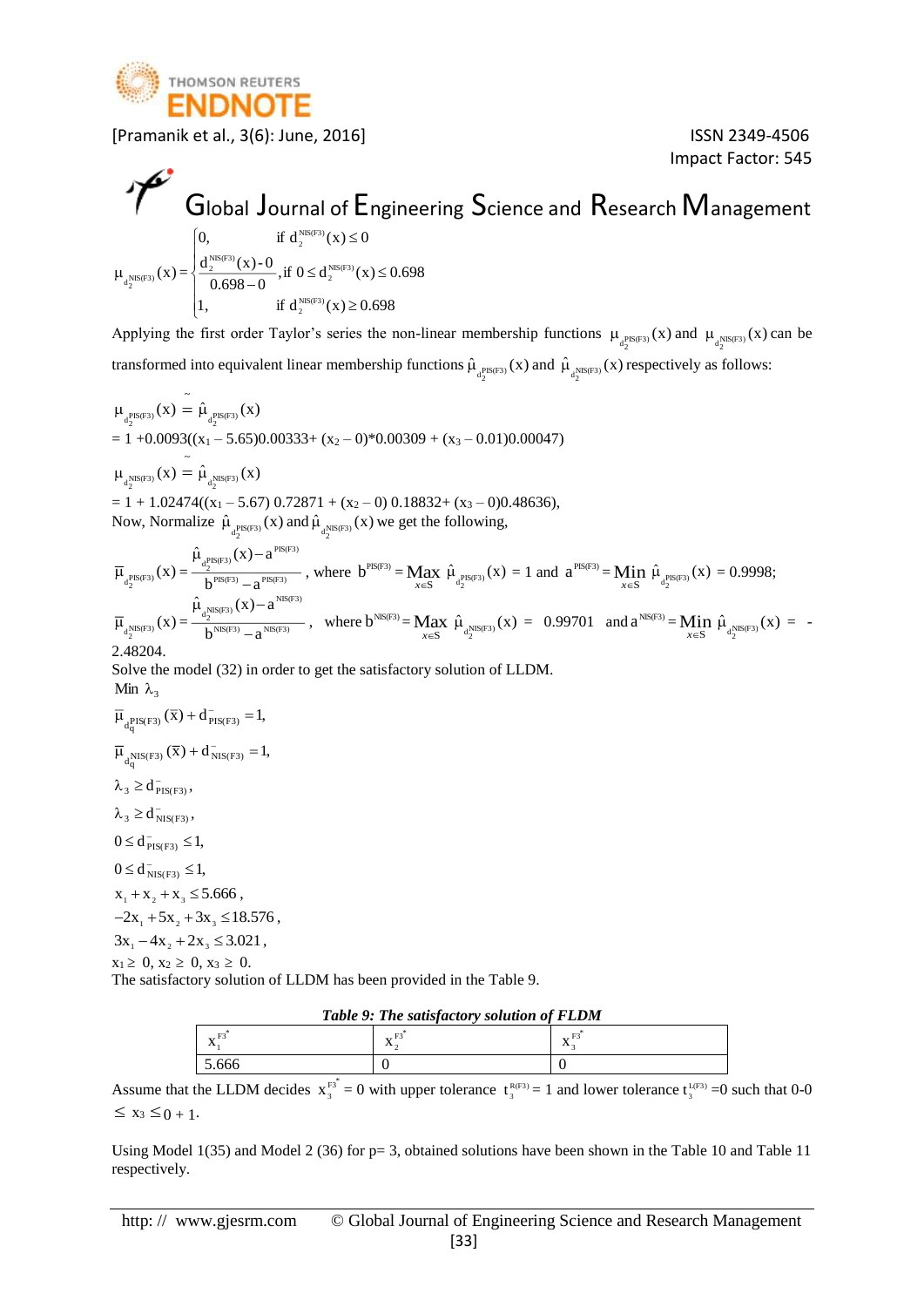$$\mu_{d_2^{NIS(F3)}}(x)=\begin{cases}0, & \text{if } d_2^{NIS(F3)}(x)\le 0\\ \dfrac{d_2^{NIS(F3)}(x)-0}{0.698-0}, & \text{if } 0\le d_2^{NIS(F3)}(x)\le 0.698\\ 1, & \text{if } d_2^{NIS(F3)}(x)\ge 0.698\end{cases}$$

Applying the first order Taylor's series the non-linear membership functions $\mu_{d_2^{PIS(F3)}}(x)$ and $\mu_{d_2^{NIS(F3)}}(x)$ can be transformed into equivalent linear membership functions $\hat{\mu}_{d_2^{PIS(F3)}}(x)$ and $\hat{\mu}_{d_2^{NIS(F3)}}(x)$ respectively as follows:

$$\mu_{d_2^{PIS(F3)}}(x) \,\tilde{=}\, \hat{\mu}_{d_2^{PIS(F3)}}(x)$$

$= 1 + 0.0093((x_1 - 5.65)0.00333 + (x_2 - 0)*0.00309 + (x_3 - 0.01)0.00047)$

$$\mu_{d_2^{NIS(F3)}}(x) \,\tilde{=}\, \hat{\mu}_{d_2^{NIS(F3)}}(x)$$

$= 1 + 1.02474((x_1 - 5.67)\ 0.72871 + (x_2 - 0)\ 0.18832 + (x_3 - 0)0.48636),$

Now, Normalize $\hat{\mu}_{d_2^{PIS(F3)}}(x)$ and $\hat{\mu}_{d_2^{NIS(F3)}}(x)$ we get the following,

$\overline{\mu}_{d_2^{PIS(F3)}}(x)=\dfrac{\hat{\mu}_{d_2^{PIS(F3)}}(x)-a^{PIS(F3)}}{b^{PIS(F3)}-a^{PIS(F3)}}$, where $b^{PIS(F3)}=\underset{x\in S}{\text{Max}}\ \hat{\mu}_{d_2^{PIS(F3)}}(x) = 1$ and $a^{PIS(F3)}=\underset{x\in S}{\text{Min}}\ \hat{\mu}_{d_2^{PIS(F3)}}(x) = 0.9998$;

$\overline{\mu}_{d_2^{NIS(F3)}}(x)=\dfrac{\hat{\mu}_{d_2^{NIS(F3)}}(x)-a^{NIS(F3)}}{b^{NIS(F3)}-a^{NIS(F3)}}$, where $b^{NIS(F3)}=\underset{x\in S}{\text{Max}}\ \hat{\mu}_{d_2^{NIS(F3)}}(x) = 0.99701$ and $a^{NIS(F3)}=\underset{x\in S}{\text{Min}}\ \hat{\mu}_{d_2^{NIS(F3)}}(x) = -2.48204$.

Solve the model (32) in order to get the satisfactory solution of LLDM.

Min $\lambda_3$

$\overline{\mu}_{d_q^{PIS(F3)}}(\overline{x}) + d^-_{PIS(F3)} = 1,$

$\overline{\mu}_{d_q^{NIS(F3)}}(\overline{x}) + d^-_{NIS(F3)} = 1,$

$\lambda_3 \ge d^-_{PIS(F3)},$

$\lambda_3 \ge d^-_{NIS(F3)},$

$0 \le d^-_{PIS(F3)} \le 1,$

$0 \le d^-_{NIS(F3)} \le 1,$

$x_1 + x_2 + x_3 \le 5.666,$

$-2x_1 + 5x_2 + 3x_3 \le 18.576,$

$3x_1 - 4x_2 + 2x_3 \le 3.021,$

$x_1 \ge 0,\ x_2 \ge 0,\ x_3 \ge 0.$

The satisfactory solution of LLDM has been provided in the Table 9.

*Table 9: The satisfactory solution of FLDM*

| $x_1^{F3^*}$ | $x_2^{F3^*}$ | $x_3^{F3^*}$ |
|---|---|---|
| 5.666 | 0 | 0 |

Assume that the LLDM decides $x_3^{F3^*} = 0$ with upper tolerance $t_3^{R(F3)} = 1$ and lower tolerance $t_3^{L(F3)} = 0$ such that $0-0 \le x_3 \le 0 + 1$.

Using Model 1(35) and Model 2 (36) for p= 3, obtained solutions have been shown in the Table 10 and Table 11 respectively.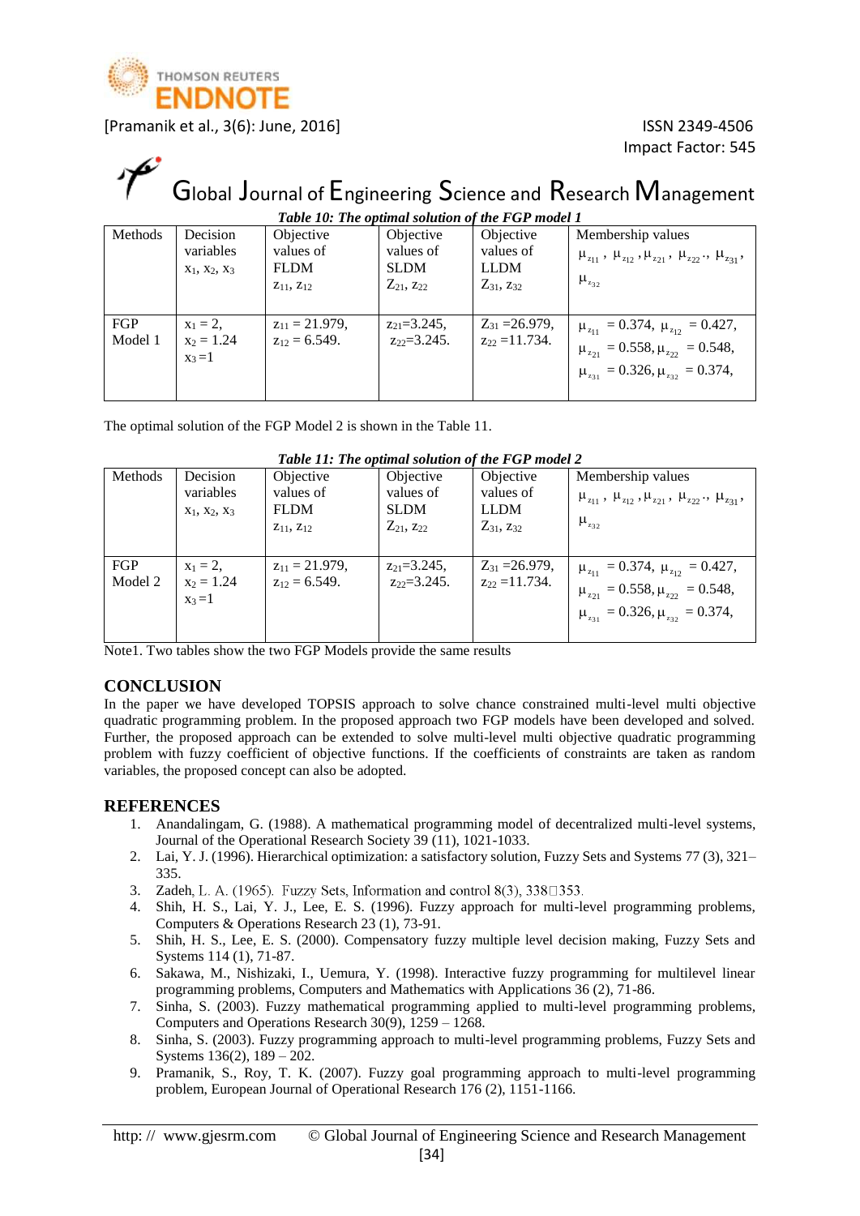***Table 10: The optimal solution of the FGP model 1***

| Methods | Decision variables $x_1$, $x_2$, $x_3$ | Objective values of FLDM $z_{11}$, $z_{12}$ | Objective values of SLDM $Z_{21}$, $z_{22}$ | Objective values of LLDM $Z_{31}$, $z_{32}$ | Membership values $\mu_{z_{11}}$, $\mu_{z_{12}}$, $\mu_{z_{21}}$, $\mu_{z_{22}}$, $\mu_{z_{31}}$, $\mu_{z_{32}}$ |
|---|---|---|---|---|---|
| FGP Model 1 | $x_1 = 2$, $x_2 = 1.24$ $x_3 = 1$ | $z_{11} = 21.979$, $z_{12} = 6.549$. | $z_{21}=3.245$, $z_{22}=3.245$. | $Z_{31} = 26.979$, $z_{22} = 11.734$. | $\mu_{z_{11}} = 0.374$, $\mu_{z_{12}} = 0.427$, $\mu_{z_{21}} = 0.558$, $\mu_{z_{22}} = 0.548$, $\mu_{z_{31}} = 0.326$, $\mu_{z_{32}} = 0.374$, |

The optimal solution of the FGP Model 2 is shown in the Table 11.

***Table 11: The optimal solution of the FGP model 2***

| Methods | Decision variables $x_1$, $x_2$, $x_3$ | Objective values of FLDM $z_{11}$, $z_{12}$ | Objective values of SLDM $Z_{21}$, $z_{22}$ | Objective values of LLDM $Z_{31}$, $z_{32}$ | Membership values $\mu_{z_{11}}$, $\mu_{z_{12}}$, $\mu_{z_{21}}$, $\mu_{z_{22}}$, $\mu_{z_{31}}$, $\mu_{z_{32}}$ |
|---|---|---|---|---|---|
| FGP Model 2 | $x_1 = 2$, $x_2 = 1.24$ $x_3 = 1$ | $z_{11} = 21.979$, $z_{12} = 6.549$. | $z_{21}=3.245$, $z_{22}=3.245$. | $Z_{31} = 26.979$, $z_{22} = 11.734$. | $\mu_{z_{11}} = 0.374$, $\mu_{z_{12}} = 0.427$, $\mu_{z_{21}} = 0.558$, $\mu_{z_{22}} = 0.548$, $\mu_{z_{31}} = 0.326$, $\mu_{z_{32}} = 0.374$, |

Note1. Two tables show the two FGP Models provide the same results

## CONCLUSION

In the paper we have developed TOPSIS approach to solve chance constrained multi-level multi objective quadratic programming problem. In the proposed approach two FGP models have been developed and solved. Further, the proposed approach can be extended to solve multi-level multi objective quadratic programming problem with fuzzy coefficient of objective functions. If the coefficients of constraints are taken as random variables, the proposed concept can also be adopted.

## REFERENCES

1. Anandalingam, G. (1988). A mathematical programming model of decentralized multi-level systems, Journal of the Operational Research Society 39 (11), 1021-1033.
2. Lai, Y. J. (1996). Hierarchical optimization: a satisfactory solution, Fuzzy Sets and Systems 77 (3), 321–335.
3. Zadeh, L. A. (1965). Fuzzy Sets, Information and control 8(3), 338–353.
4. Shih, H. S., Lai, Y. J., Lee, E. S. (1996). Fuzzy approach for multi-level programming problems, Computers & Operations Research 23 (1), 73-91.
5. Shih, H. S., Lee, E. S. (2000). Compensatory fuzzy multiple level decision making, Fuzzy Sets and Systems 114 (1), 71-87.
6. Sakawa, M., Nishizaki, I., Uemura, Y. (1998). Interactive fuzzy programming for multilevel linear programming problems, Computers and Mathematics with Applications 36 (2), 71-86.
7. Sinha, S. (2003). Fuzzy mathematical programming applied to multi-level programming problems, Computers and Operations Research 30(9), 1259 – 1268.
8. Sinha, S. (2003). Fuzzy programming approach to multi-level programming problems, Fuzzy Sets and Systems 136(2), 189 – 202.
9. Pramanik, S., Roy, T. K. (2007). Fuzzy goal programming approach to multi-level programming problem, European Journal of Operational Research 176 (2), 1151-1166.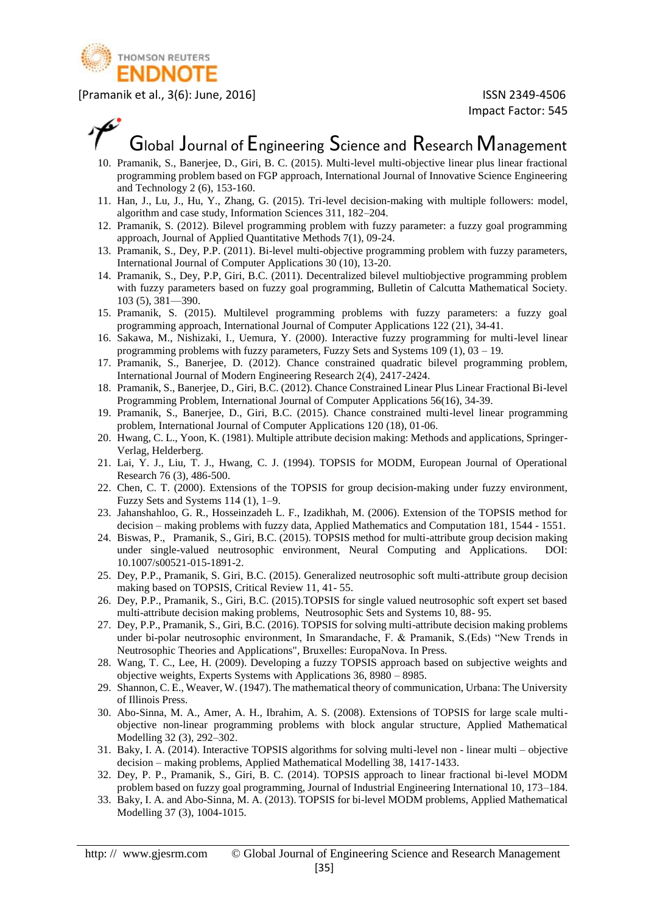10. Pramanik, S., Banerjee, D., Giri, B. C. (2015). Multi-level multi-objective linear plus linear fractional programming problem based on FGP approach, International Journal of Innovative Science Engineering and Technology 2 (6), 153-160.
11. Han, J., Lu, J., Hu, Y., Zhang, G. (2015). Tri-level decision-making with multiple followers: model, algorithm and case study, Information Sciences 311, 182–204.
12. Pramanik, S. (2012). Bilevel programming problem with fuzzy parameter: a fuzzy goal programming approach, Journal of Applied Quantitative Methods 7(1), 09-24.
13. Pramanik, S., Dey, P.P. (2011). Bi-level multi-objective programming problem with fuzzy parameters, International Journal of Computer Applications 30 (10), 13-20.
14. Pramanik, S., Dey, P.P, Giri, B.C. (2011). Decentralized bilevel multiobjective programming problem with fuzzy parameters based on fuzzy goal programming, Bulletin of Calcutta Mathematical Society. 103 (5), 381—390.
15. Pramanik, S. (2015). Multilevel programming problems with fuzzy parameters: a fuzzy goal programming approach, International Journal of Computer Applications 122 (21), 34-41.
16. Sakawa, M., Nishizaki, I., Uemura, Y. (2000). Interactive fuzzy programming for multi-level linear programming problems with fuzzy parameters, Fuzzy Sets and Systems 109 (1), 03 – 19.
17. Pramanik, S., Banerjee, D. (2012). Chance constrained quadratic bilevel programming problem, International Journal of Modern Engineering Research 2(4), 2417-2424.
18. Pramanik, S., Banerjee, D., Giri, B.C. (2012). Chance Constrained Linear Plus Linear Fractional Bi-level Programming Problem, International Journal of Computer Applications 56(16), 34-39.
19. Pramanik, S., Banerjee, D., Giri, B.C. (2015). Chance constrained multi-level linear programming problem, International Journal of Computer Applications 120 (18), 01-06.
20. Hwang, C. L., Yoon, K. (1981). Multiple attribute decision making: Methods and applications, Springer-Verlag, Helderberg.
21. Lai, Y. J., Liu, T. J., Hwang, C. J. (1994). TOPSIS for MODM, European Journal of Operational Research 76 (3), 486-500.
22. Chen, C. T. (2000). Extensions of the TOPSIS for group decision-making under fuzzy environment, Fuzzy Sets and Systems 114 (1), 1–9.
23. Jahanshahloo, G. R., Hosseinzadeh L. F., Izadikhah, M. (2006). Extension of the TOPSIS method for decision – making problems with fuzzy data, Applied Mathematics and Computation 181, 1544 - 1551.
24. Biswas, P., Pramanik, S., Giri, B.C. (2015). TOPSIS method for multi-attribute group decision making under single-valued neutrosophic environment, Neural Computing and Applications. DOI: 10.1007/s00521-015-1891-2.
25. Dey, P.P., Pramanik, S. Giri, B.C. (2015). Generalized neutrosophic soft multi-attribute group decision making based on TOPSIS, Critical Review 11, 41- 55.
26. Dey, P.P., Pramanik, S., Giri, B.C. (2015).TOPSIS for single valued neutrosophic soft expert set based multi-attribute decision making problems, Neutrosophic Sets and Systems 10, 88- 95.
27. Dey, P.P., Pramanik, S., Giri, B.C. (2016). TOPSIS for solving multi-attribute decision making problems under bi-polar neutrosophic environment, In Smarandache, F. & Pramanik, S.(Eds) "New Trends in Neutrosophic Theories and Applications", Bruxelles: EuropaNova. In Press.
28. Wang, T. C., Lee, H. (2009). Developing a fuzzy TOPSIS approach based on subjective weights and objective weights, Experts Systems with Applications 36, 8980 – 8985.
29. Shannon, C. E., Weaver, W. (1947). The mathematical theory of communication, Urbana: The University of Illinois Press.
30. Abo-Sinna, M. A., Amer, A. H., Ibrahim, A. S. (2008). Extensions of TOPSIS for large scale multi-objective non-linear programming problems with block angular structure, Applied Mathematical Modelling 32 (3), 292–302.
31. Baky, I. A. (2014). Interactive TOPSIS algorithms for solving multi-level non - linear multi – objective decision – making problems, Applied Mathematical Modelling 38, 1417-1433.
32. Dey, P. P., Pramanik, S., Giri, B. C. (2014). TOPSIS approach to linear fractional bi-level MODM problem based on fuzzy goal programming, Journal of Industrial Engineering International 10, 173–184.
33. Baky, I. A. and Abo-Sinna, M. A. (2013). TOPSIS for bi-level MODM problems, Applied Mathematical Modelling 37 (3), 1004-1015.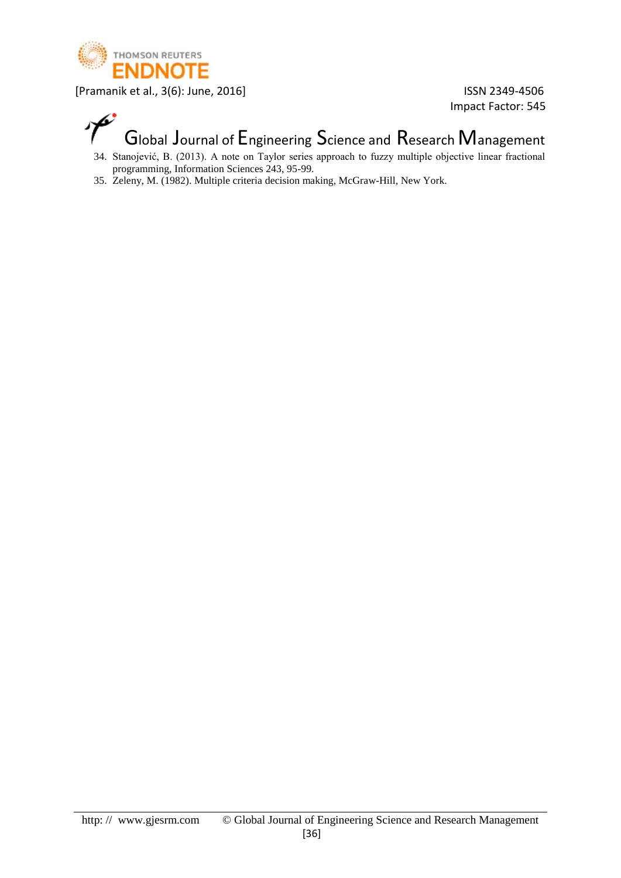34. Stanojević, B. (2013). A note on Taylor series approach to fuzzy multiple objective linear fractional programming, Information Sciences 243, 95-99.
35. Zeleny, M. (1982). Multiple criteria decision making, McGraw-Hill, New York.